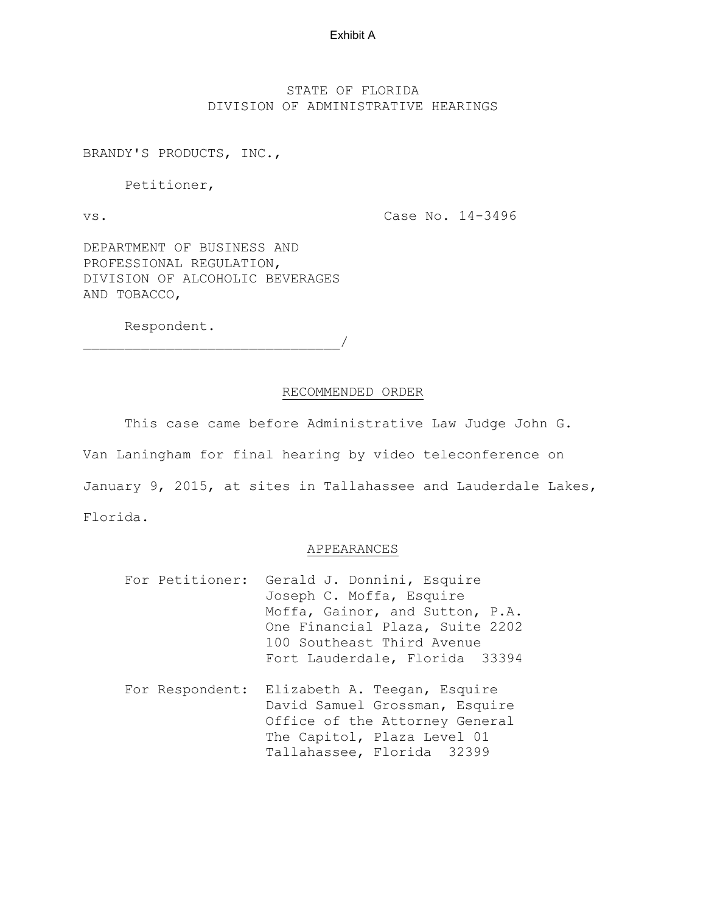Exhibit A

STATE OF FLORIDA
DIVISION OF ADMINISTRATIVE HEARINGS

BRANDY'S PRODUCTS, INC.,

Petitioner,

vs. Case No. 14-3496

DEPARTMENT OF BUSINESS AND PROFESSIONAL REGULATION, DIVISION OF ALCOHOLIC BEVERAGES AND TOBACCO,

Respondent.
______________________________/

## RECOMMENDED ORDER

This case came before Administrative Law Judge John G. Van Laningham for final hearing by video teleconference on January 9, 2015, at sites in Tallahassee and Lauderdale Lakes, Florida.

## APPEARANCES

For Petitioner: Gerald J. Donnini, Esquire
Joseph C. Moffa, Esquire
Moffa, Gainor, and Sutton, P.A.
One Financial Plaza, Suite 2202
100 Southeast Third Avenue
Fort Lauderdale, Florida 33394

For Respondent: Elizabeth A. Teegan, Esquire
David Samuel Grossman, Esquire
Office of the Attorney General
The Capitol, Plaza Level 01
Tallahassee, Florida 32399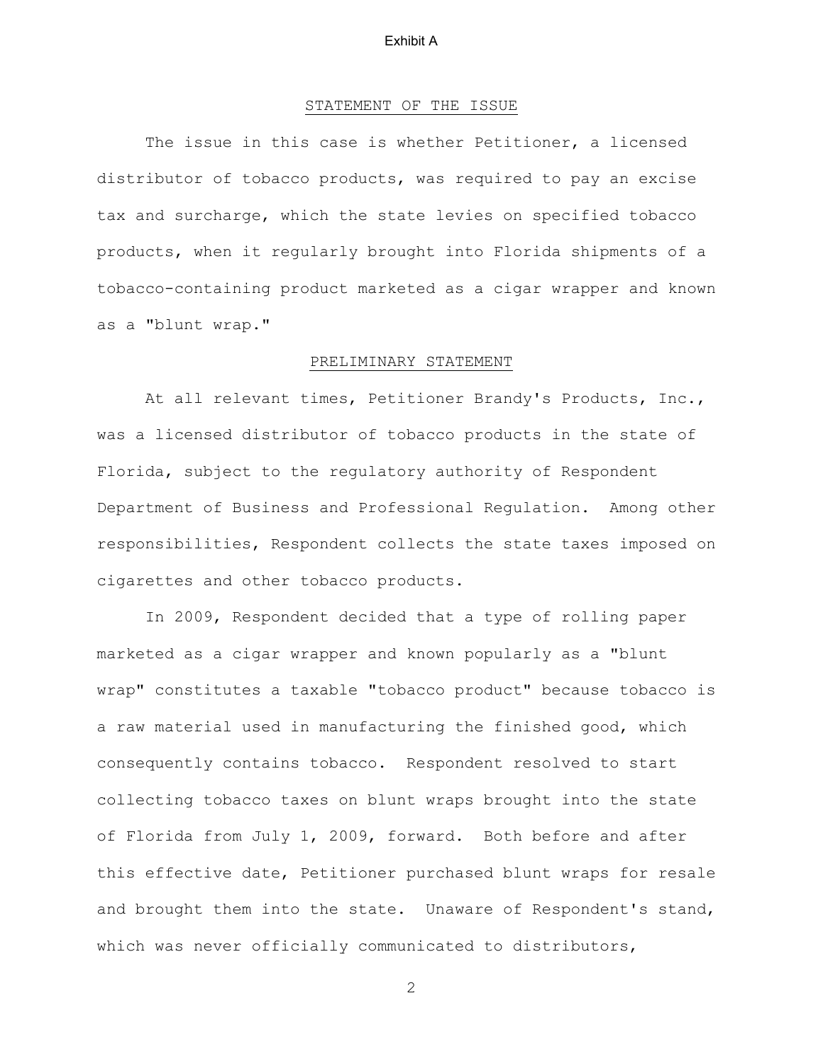Exhibit A

## STATEMENT OF THE ISSUE

The issue in this case is whether Petitioner, a licensed distributor of tobacco products, was required to pay an excise tax and surcharge, which the state levies on specified tobacco products, when it regularly brought into Florida shipments of a tobacco-containing product marketed as a cigar wrapper and known as a "blunt wrap."

## PRELIMINARY STATEMENT

At all relevant times, Petitioner Brandy's Products, Inc., was a licensed distributor of tobacco products in the state of Florida, subject to the regulatory authority of Respondent Department of Business and Professional Regulation. Among other responsibilities, Respondent collects the state taxes imposed on cigarettes and other tobacco products.

In 2009, Respondent decided that a type of rolling paper marketed as a cigar wrapper and known popularly as a "blunt wrap" constitutes a taxable "tobacco product" because tobacco is a raw material used in manufacturing the finished good, which consequently contains tobacco. Respondent resolved to start collecting tobacco taxes on blunt wraps brought into the state of Florida from July 1, 2009, forward. Both before and after this effective date, Petitioner purchased blunt wraps for resale and brought them into the state. Unaware of Respondent's stand, which was never officially communicated to distributors,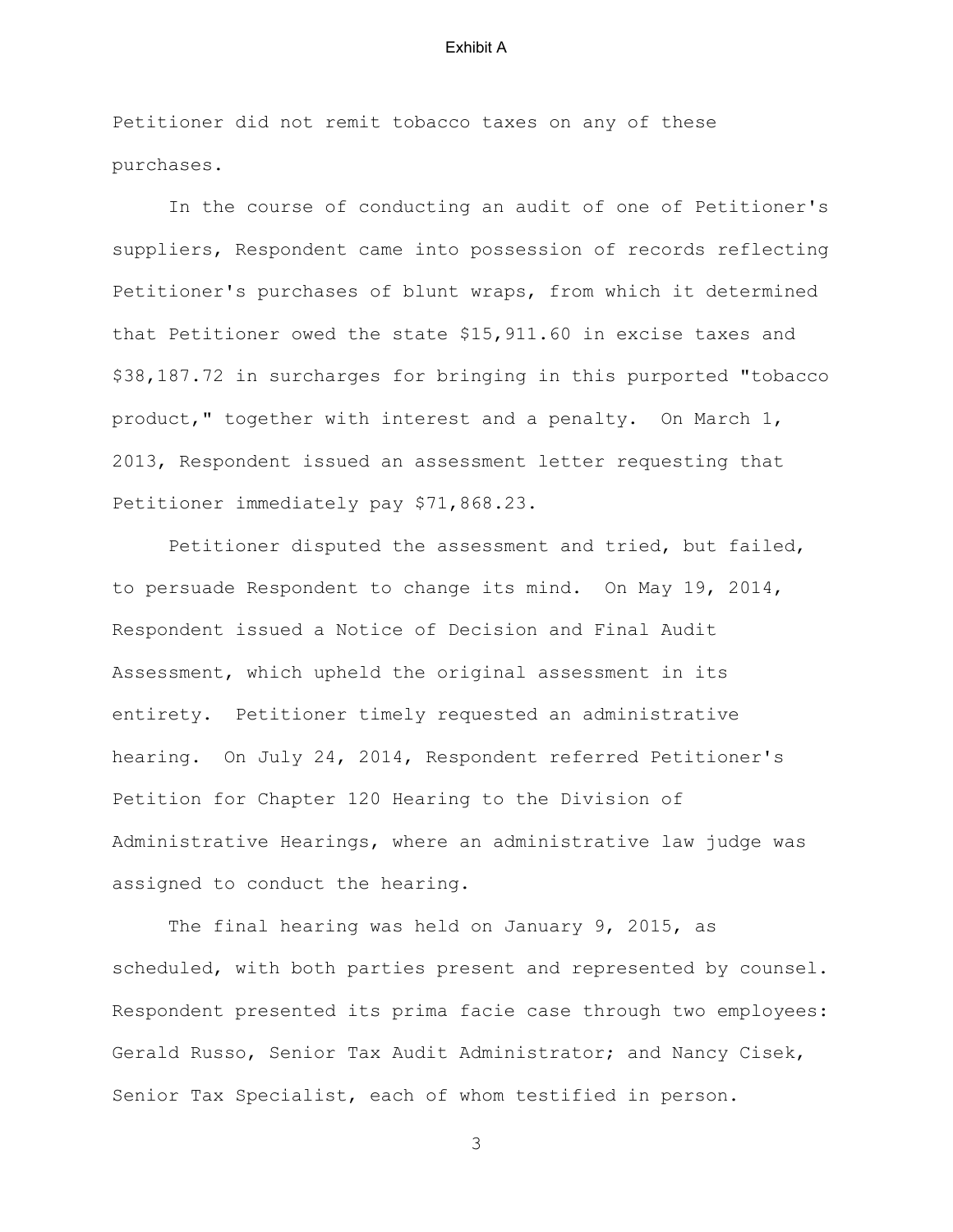Petitioner did not remit tobacco taxes on any of these purchases.

In the course of conducting an audit of one of Petitioner's suppliers, Respondent came into possession of records reflecting Petitioner's purchases of blunt wraps, from which it determined that Petitioner owed the state $15,911.60 in excise taxes and $38,187.72 in surcharges for bringing in this purported "tobacco product," together with interest and a penalty. On March 1, 2013, Respondent issued an assessment letter requesting that Petitioner immediately pay $71,868.23.

Petitioner disputed the assessment and tried, but failed, to persuade Respondent to change its mind. On May 19, 2014, Respondent issued a Notice of Decision and Final Audit Assessment, which upheld the original assessment in its entirety. Petitioner timely requested an administrative hearing. On July 24, 2014, Respondent referred Petitioner's Petition for Chapter 120 Hearing to the Division of Administrative Hearings, where an administrative law judge was assigned to conduct the hearing.

The final hearing was held on January 9, 2015, as scheduled, with both parties present and represented by counsel. Respondent presented its prima facie case through two employees: Gerald Russo, Senior Tax Audit Administrator; and Nancy Cisek, Senior Tax Specialist, each of whom testified in person.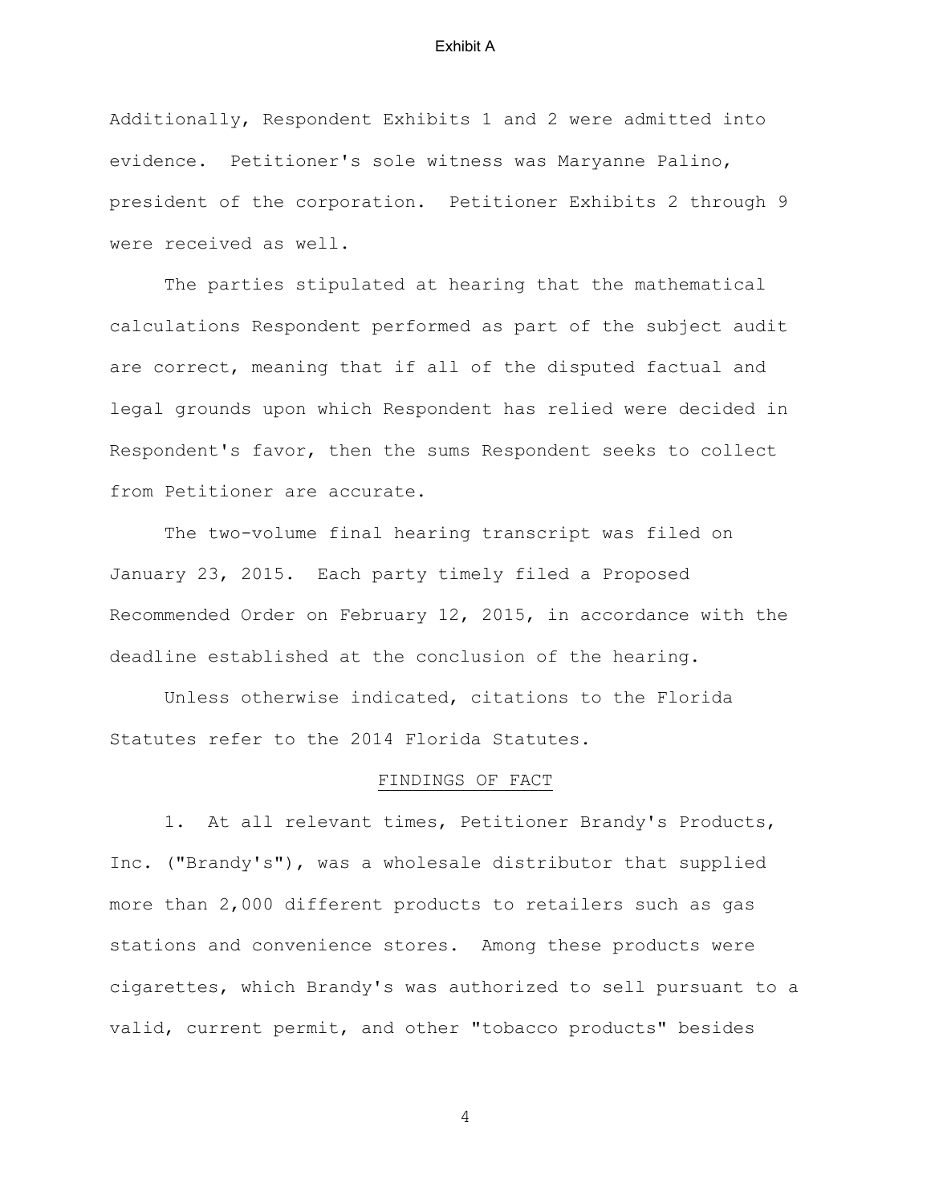Additionally, Respondent Exhibits 1 and 2 were admitted into evidence. Petitioner's sole witness was Maryanne Palino, president of the corporation. Petitioner Exhibits 2 through 9 were received as well.

The parties stipulated at hearing that the mathematical calculations Respondent performed as part of the subject audit are correct, meaning that if all of the disputed factual and legal grounds upon which Respondent has relied were decided in Respondent's favor, then the sums Respondent seeks to collect from Petitioner are accurate.

The two-volume final hearing transcript was filed on January 23, 2015. Each party timely filed a Proposed Recommended Order on February 12, 2015, in accordance with the deadline established at the conclusion of the hearing.

Unless otherwise indicated, citations to the Florida Statutes refer to the 2014 Florida Statutes.

## FINDINGS OF FACT

1. At all relevant times, Petitioner Brandy's Products, Inc. ("Brandy's"), was a wholesale distributor that supplied more than 2,000 different products to retailers such as gas stations and convenience stores. Among these products were cigarettes, which Brandy's was authorized to sell pursuant to a valid, current permit, and other "tobacco products" besides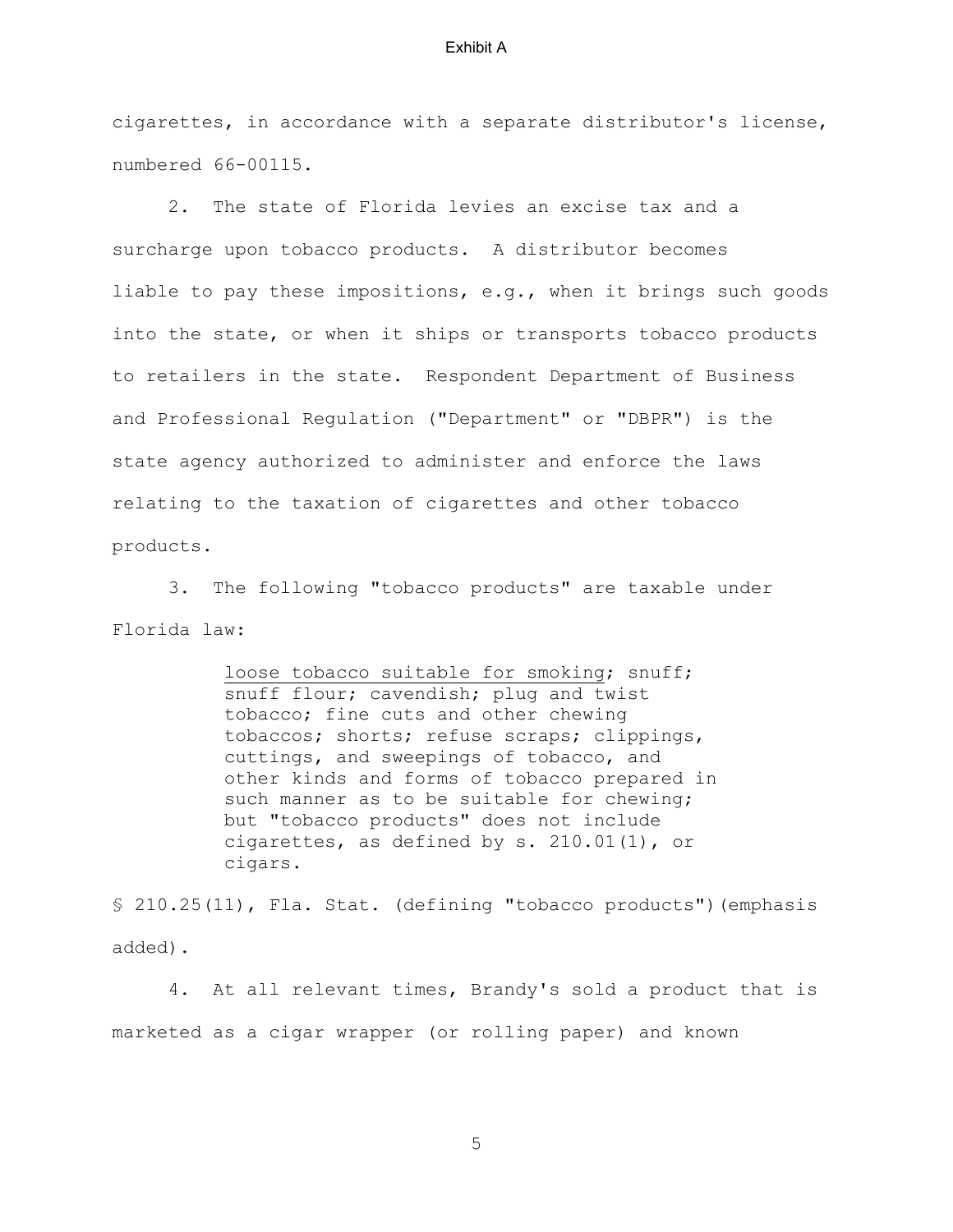cigarettes, in accordance with a separate distributor's license, numbered 66-00115.

2. The state of Florida levies an excise tax and a surcharge upon tobacco products. A distributor becomes liable to pay these impositions, e.g., when it brings such goods into the state, or when it ships or transports tobacco products to retailers in the state. Respondent Department of Business and Professional Regulation ("Department" or "DBPR") is the state agency authorized to administer and enforce the laws relating to the taxation of cigarettes and other tobacco products.

3. The following "tobacco products" are taxable under Florida law:

> <u>loose tobacco suitable for smoking</u>; snuff; snuff flour; cavendish; plug and twist tobacco; fine cuts and other chewing tobaccos; shorts; refuse scraps; clippings, cuttings, and sweepings of tobacco, and other kinds and forms of tobacco prepared in such manner as to be suitable for chewing; but "tobacco products" does not include cigarettes, as defined by s. 210.01(1), or cigars.

§ 210.25(11), Fla. Stat. (defining "tobacco products")(emphasis added).

4. At all relevant times, Brandy's sold a product that is marketed as a cigar wrapper (or rolling paper) and known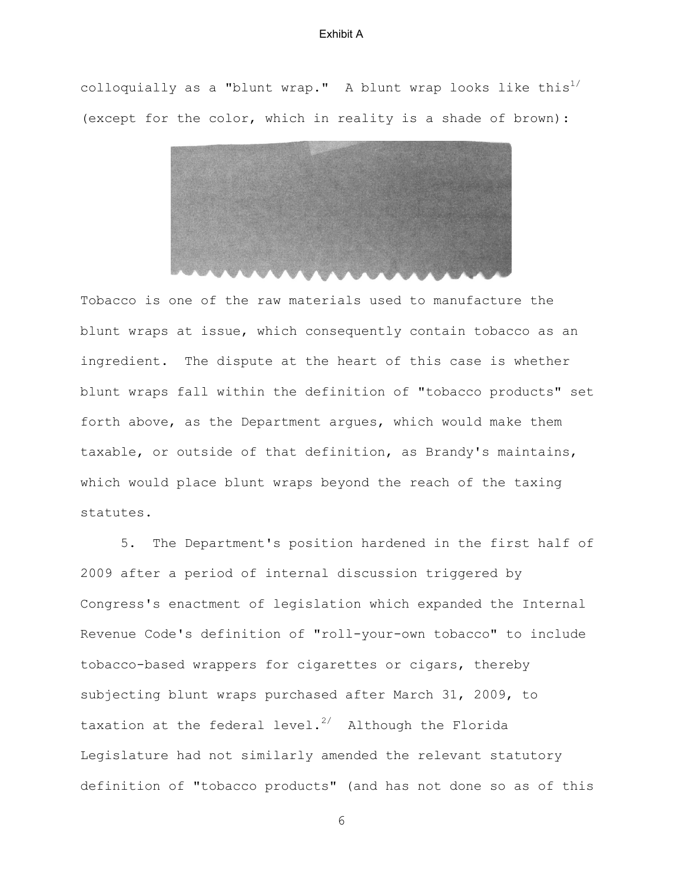colloquially as a "blunt wrap." A blunt wrap looks like this[1/] (except for the color, which in reality is a shade of brown):

Tobacco is one of the raw materials used to manufacture the blunt wraps at issue, which consequently contain tobacco as an ingredient. The dispute at the heart of this case is whether blunt wraps fall within the definition of "tobacco products" set forth above, as the Department argues, which would make them taxable, or outside of that definition, as Brandy's maintains, which would place blunt wraps beyond the reach of the taxing statutes.

5. The Department's position hardened in the first half of 2009 after a period of internal discussion triggered by Congress's enactment of legislation which expanded the Internal Revenue Code's definition of "roll-your-own tobacco" to include tobacco-based wrappers for cigarettes or cigars, thereby subjecting blunt wraps purchased after March 31, 2009, to taxation at the federal level.[2/] Although the Florida Legislature had not similarly amended the relevant statutory definition of "tobacco products" (and has not done so as of this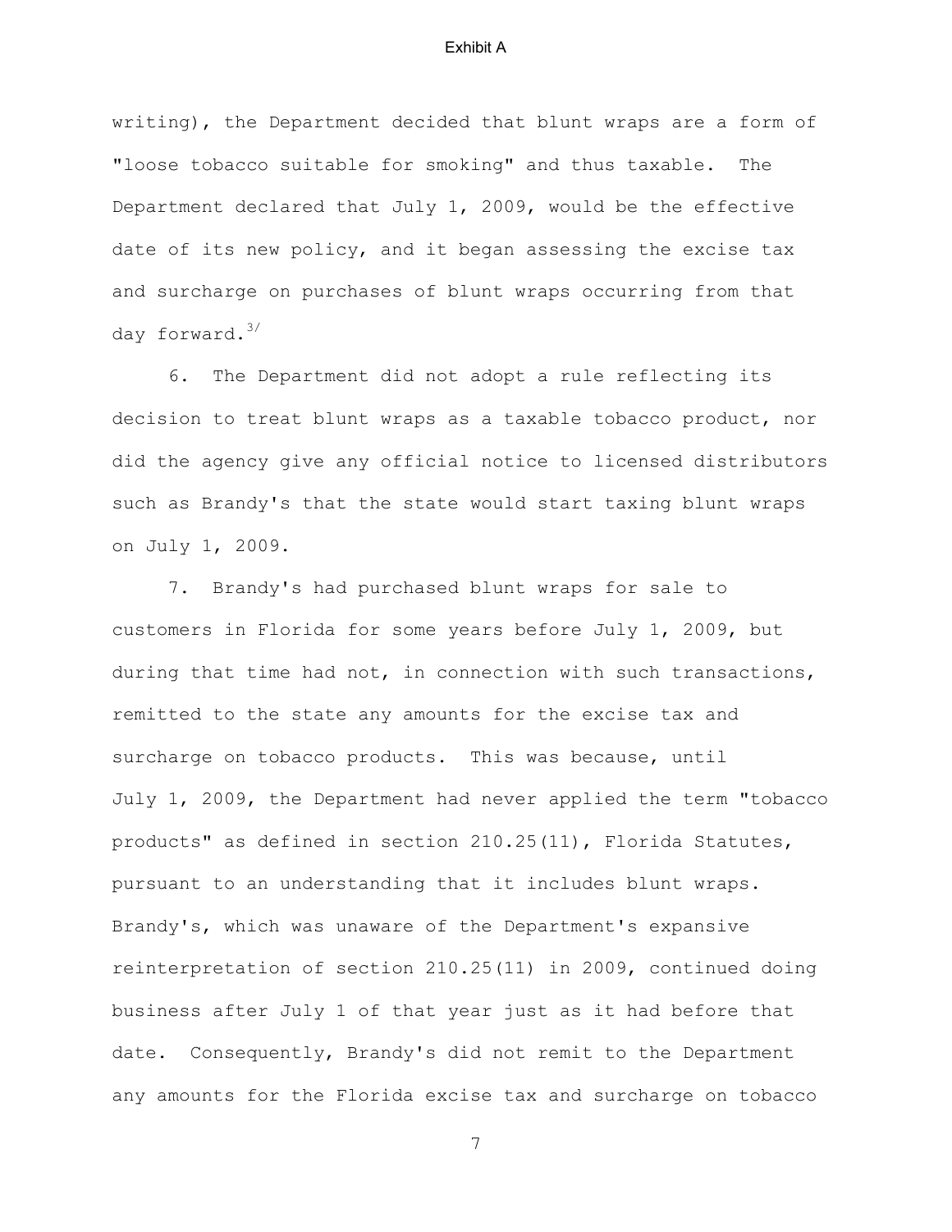writing), the Department decided that blunt wraps are a form of "loose tobacco suitable for smoking" and thus taxable. The Department declared that July 1, 2009, would be the effective date of its new policy, and it began assessing the excise tax and surcharge on purchases of blunt wraps occurring from that day forward.[3/]

6. The Department did not adopt a rule reflecting its decision to treat blunt wraps as a taxable tobacco product, nor did the agency give any official notice to licensed distributors such as Brandy's that the state would start taxing blunt wraps on July 1, 2009.

7. Brandy's had purchased blunt wraps for sale to customers in Florida for some years before July 1, 2009, but during that time had not, in connection with such transactions, remitted to the state any amounts for the excise tax and surcharge on tobacco products. This was because, until July 1, 2009, the Department had never applied the term "tobacco products" as defined in section 210.25(11), Florida Statutes, pursuant to an understanding that it includes blunt wraps. Brandy's, which was unaware of the Department's expansive reinterpretation of section 210.25(11) in 2009, continued doing business after July 1 of that year just as it had before that date. Consequently, Brandy's did not remit to the Department any amounts for the Florida excise tax and surcharge on tobacco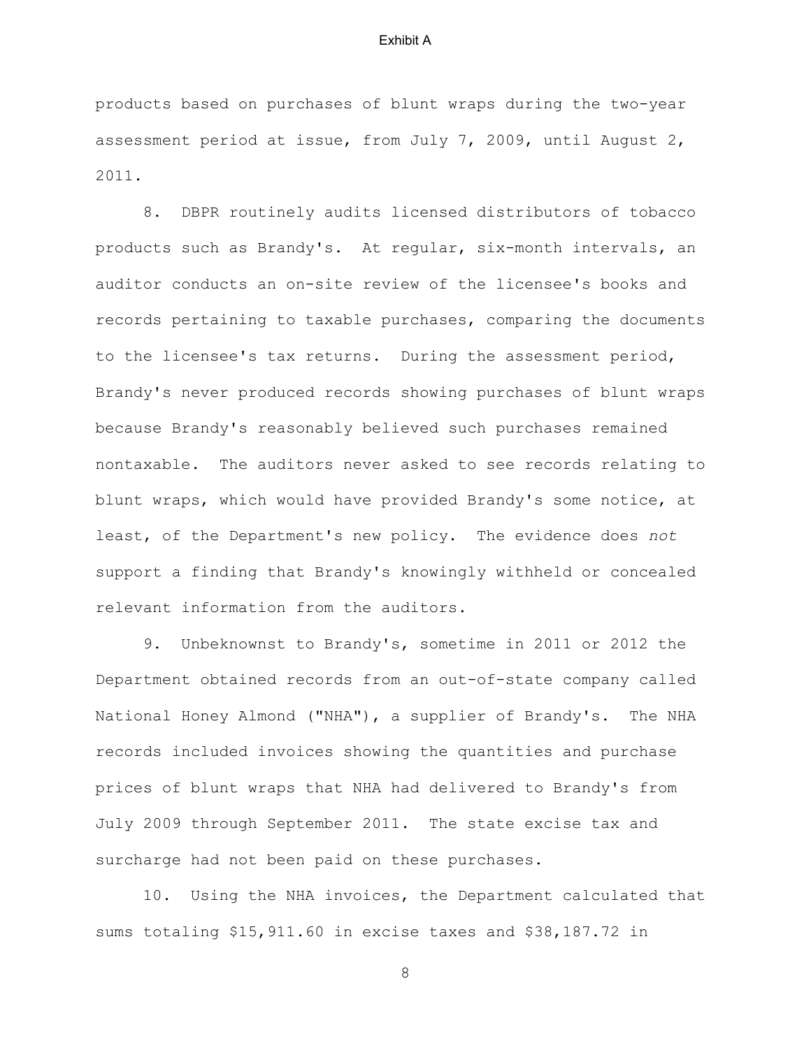products based on purchases of blunt wraps during the two-year assessment period at issue, from July 7, 2009, until August 2, 2011.

8. DBPR routinely audits licensed distributors of tobacco products such as Brandy's. At regular, six-month intervals, an auditor conducts an on-site review of the licensee's books and records pertaining to taxable purchases, comparing the documents to the licensee's tax returns. During the assessment period, Brandy's never produced records showing purchases of blunt wraps because Brandy's reasonably believed such purchases remained nontaxable. The auditors never asked to see records relating to blunt wraps, which would have provided Brandy's some notice, at least, of the Department's new policy. The evidence does *not* support a finding that Brandy's knowingly withheld or concealed relevant information from the auditors.

9. Unbeknownst to Brandy's, sometime in 2011 or 2012 the Department obtained records from an out-of-state company called National Honey Almond ("NHA"), a supplier of Brandy's. The NHA records included invoices showing the quantities and purchase prices of blunt wraps that NHA had delivered to Brandy's from July 2009 through September 2011. The state excise tax and surcharge had not been paid on these purchases.

10. Using the NHA invoices, the Department calculated that sums totaling $15,911.60 in excise taxes and $38,187.72 in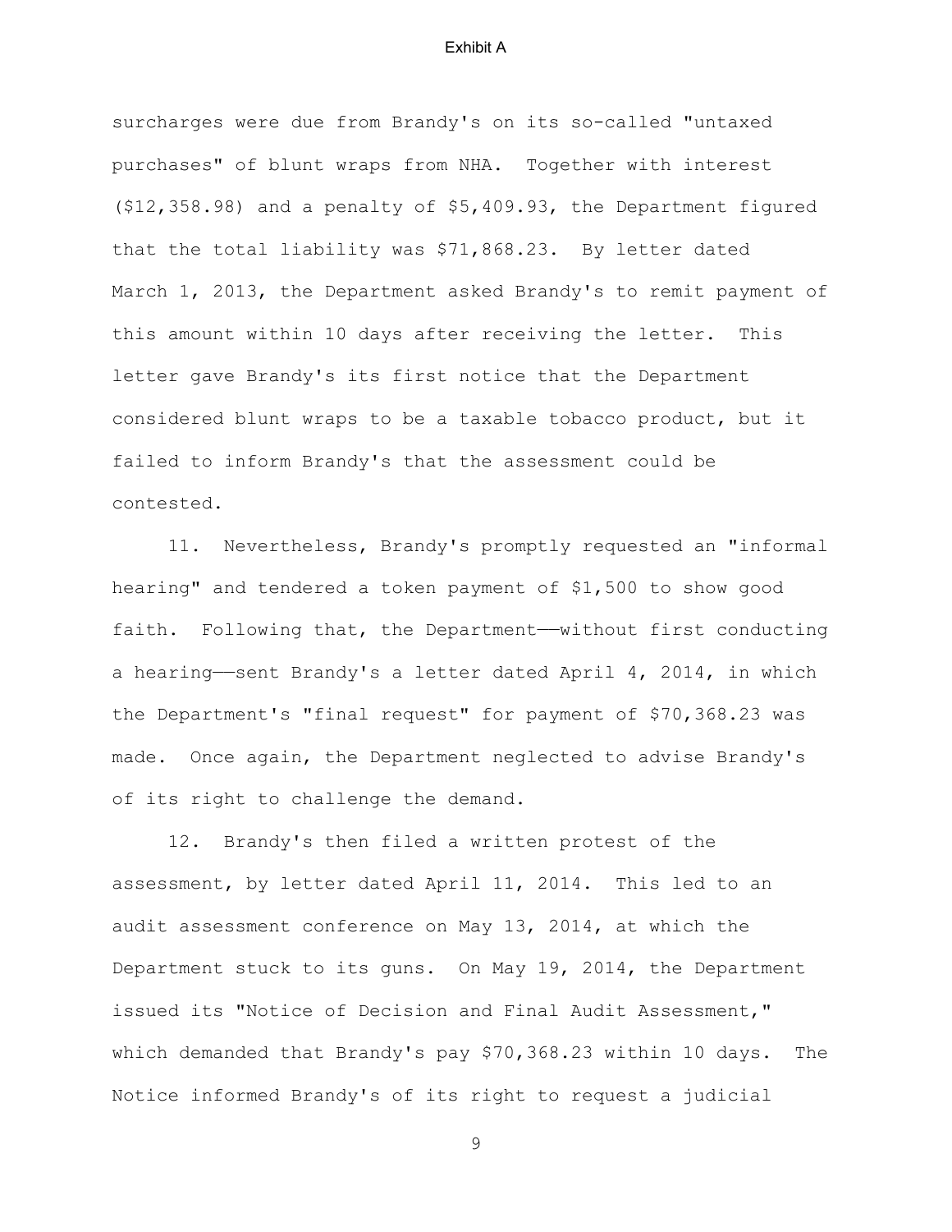surcharges were due from Brandy's on its so-called "untaxed purchases" of blunt wraps from NHA. Together with interest ($12,358.98) and a penalty of $5,409.93, the Department figured that the total liability was $71,868.23. By letter dated March 1, 2013, the Department asked Brandy's to remit payment of this amount within 10 days after receiving the letter. This letter gave Brandy's its first notice that the Department considered blunt wraps to be a taxable tobacco product, but it failed to inform Brandy's that the assessment could be contested.

11. Nevertheless, Brandy's promptly requested an "informal hearing" and tendered a token payment of $1,500 to show good faith. Following that, the Department——without first conducting a hearing——sent Brandy's a letter dated April 4, 2014, in which the Department's "final request" for payment of $70,368.23 was made. Once again, the Department neglected to advise Brandy's of its right to challenge the demand.

12. Brandy's then filed a written protest of the assessment, by letter dated April 11, 2014. This led to an audit assessment conference on May 13, 2014, at which the Department stuck to its guns. On May 19, 2014, the Department issued its "Notice of Decision and Final Audit Assessment," which demanded that Brandy's pay $70,368.23 within 10 days. The Notice informed Brandy's of its right to request a judicial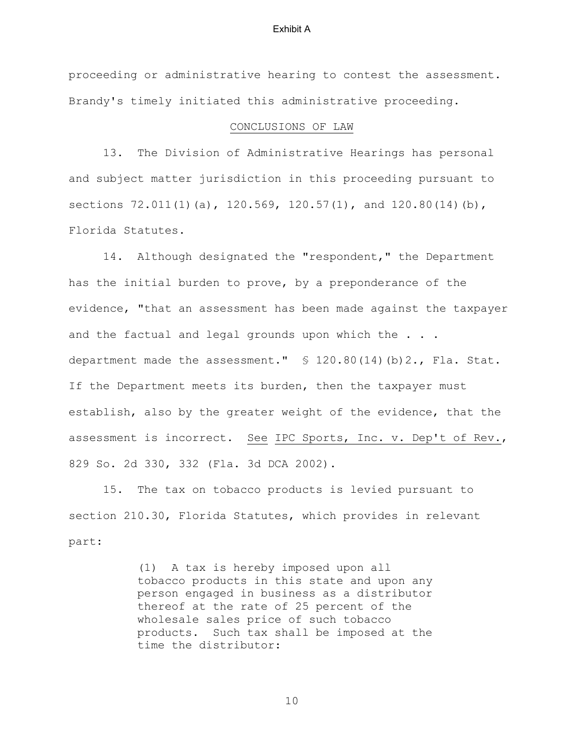proceeding or administrative hearing to contest the assessment. Brandy's timely initiated this administrative proceeding.

## CONCLUSIONS OF LAW

13. The Division of Administrative Hearings has personal and subject matter jurisdiction in this proceeding pursuant to sections 72.011(1)(a), 120.569, 120.57(1), and 120.80(14)(b), Florida Statutes.

14. Although designated the "respondent," the Department has the initial burden to prove, by a preponderance of the evidence, "that an assessment has been made against the taxpayer and the factual and legal grounds upon which the . . . department made the assessment." § 120.80(14)(b)2., Fla. Stat. If the Department meets its burden, then the taxpayer must establish, also by the greater weight of the evidence, that the assessment is incorrect. *See* *IPC Sports, Inc. v. Dep't of Rev.*, 829 So. 2d 330, 332 (Fla. 3d DCA 2002).

15. The tax on tobacco products is levied pursuant to section 210.30, Florida Statutes, which provides in relevant part:

> (1) A tax is hereby imposed upon all tobacco products in this state and upon any person engaged in business as a distributor thereof at the rate of 25 percent of the wholesale sales price of such tobacco products. Such tax shall be imposed at the time the distributor: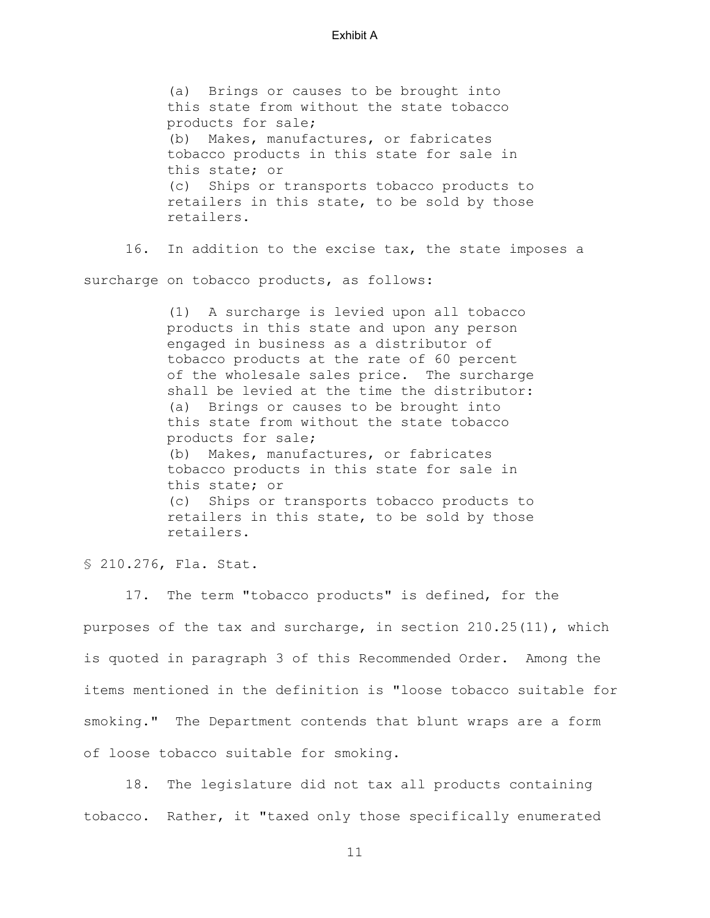Exhibit A

> (a) Brings or causes to be brought into this state from without the state tobacco products for sale;
> (b) Makes, manufactures, or fabricates tobacco products in this state for sale in this state; or
> (c) Ships or transports tobacco products to retailers in this state, to be sold by those retailers.

16. In addition to the excise tax, the state imposes a surcharge on tobacco products, as follows:

> (1) A surcharge is levied upon all tobacco products in this state and upon any person engaged in business as a distributor of tobacco products at the rate of 60 percent of the wholesale sales price. The surcharge shall be levied at the time the distributor:
> (a) Brings or causes to be brought into this state from without the state tobacco products for sale;
> (b) Makes, manufactures, or fabricates tobacco products in this state for sale in this state; or
> (c) Ships or transports tobacco products to retailers in this state, to be sold by those retailers.

§ 210.276, Fla. Stat.

17. The term "tobacco products" is defined, for the purposes of the tax and surcharge, in section 210.25(11), which is quoted in paragraph 3 of this Recommended Order. Among the items mentioned in the definition is "loose tobacco suitable for smoking." The Department contends that blunt wraps are a form of loose tobacco suitable for smoking.

18. The legislature did not tax all products containing tobacco. Rather, it "taxed only those specifically enumerated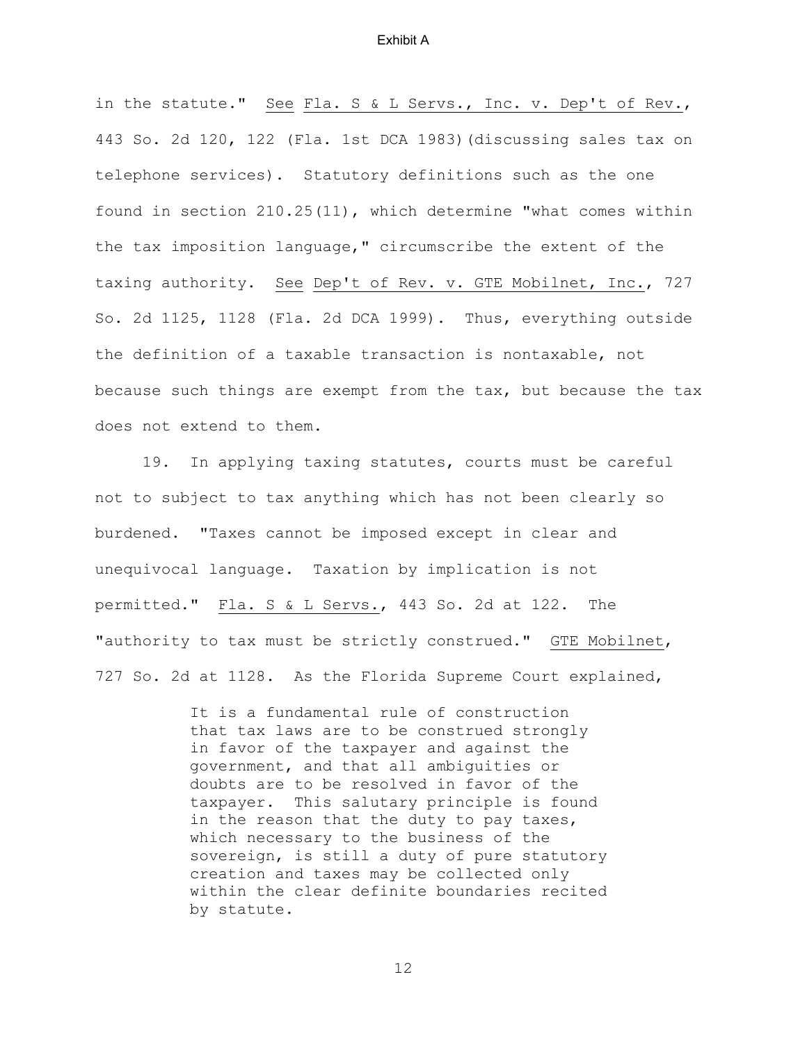in the statute." See Fla. S & L Servs., Inc. v. Dep't of Rev., 443 So. 2d 120, 122 (Fla. 1st DCA 1983)(discussing sales tax on telephone services). Statutory definitions such as the one found in section 210.25(11), which determine "what comes within the tax imposition language," circumscribe the extent of the taxing authority. See Dep't of Rev. v. GTE Mobilnet, Inc., 727 So. 2d 1125, 1128 (Fla. 2d DCA 1999). Thus, everything outside the definition of a taxable transaction is nontaxable, not because such things are exempt from the tax, but because the tax does not extend to them.

19. In applying taxing statutes, courts must be careful not to subject to tax anything which has not been clearly so burdened. "Taxes cannot be imposed except in clear and unequivocal language. Taxation by implication is not permitted." Fla. S & L Servs., 443 So. 2d at 122. The "authority to tax must be strictly construed." GTE Mobilnet, 727 So. 2d at 1128. As the Florida Supreme Court explained,

> It is a fundamental rule of construction that tax laws are to be construed strongly in favor of the taxpayer and against the government, and that all ambiguities or doubts are to be resolved in favor of the taxpayer. This salutary principle is found in the reason that the duty to pay taxes, which necessary to the business of the sovereign, is still a duty of pure statutory creation and taxes may be collected only within the clear definite boundaries recited by statute.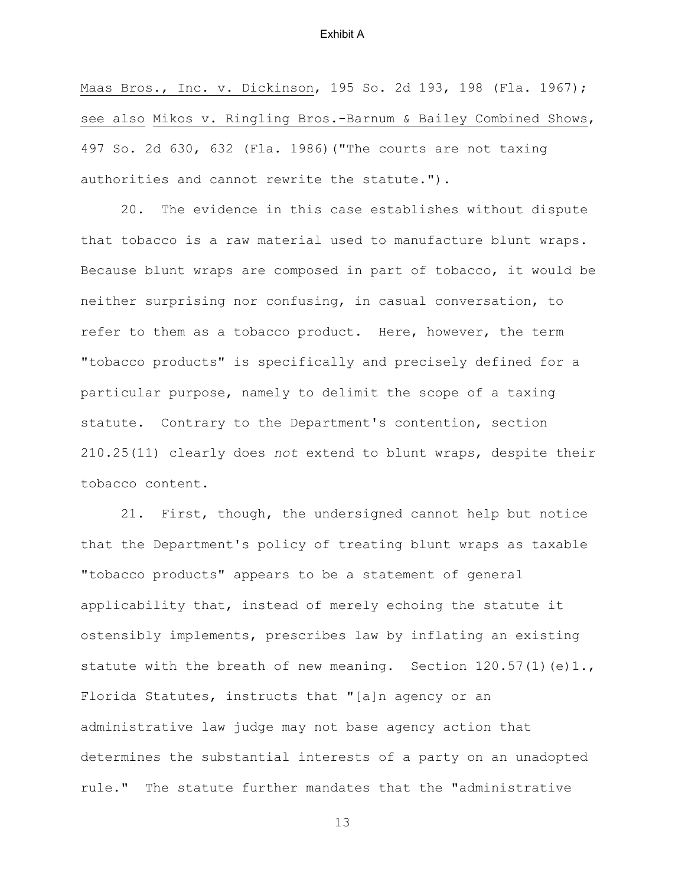Maas Bros., Inc. v. Dickinson, 195 So. 2d 193, 198 (Fla. 1967); see also Mikos v. Ringling Bros.-Barnum & Bailey Combined Shows, 497 So. 2d 630, 632 (Fla. 1986)("The courts are not taxing authorities and cannot rewrite the statute.").

20. The evidence in this case establishes without dispute that tobacco is a raw material used to manufacture blunt wraps. Because blunt wraps are composed in part of tobacco, it would be neither surprising nor confusing, in casual conversation, to refer to them as a tobacco product. Here, however, the term "tobacco products" is specifically and precisely defined for a particular purpose, namely to delimit the scope of a taxing statute. Contrary to the Department's contention, section 210.25(11) clearly does *not* extend to blunt wraps, despite their tobacco content.

21. First, though, the undersigned cannot help but notice that the Department's policy of treating blunt wraps as taxable "tobacco products" appears to be a statement of general applicability that, instead of merely echoing the statute it ostensibly implements, prescribes law by inflating an existing statute with the breath of new meaning. Section 120.57(1)(e)1., Florida Statutes, instructs that "[a]n agency or an administrative law judge may not base agency action that determines the substantial interests of a party on an unadopted rule." The statute further mandates that the "administrative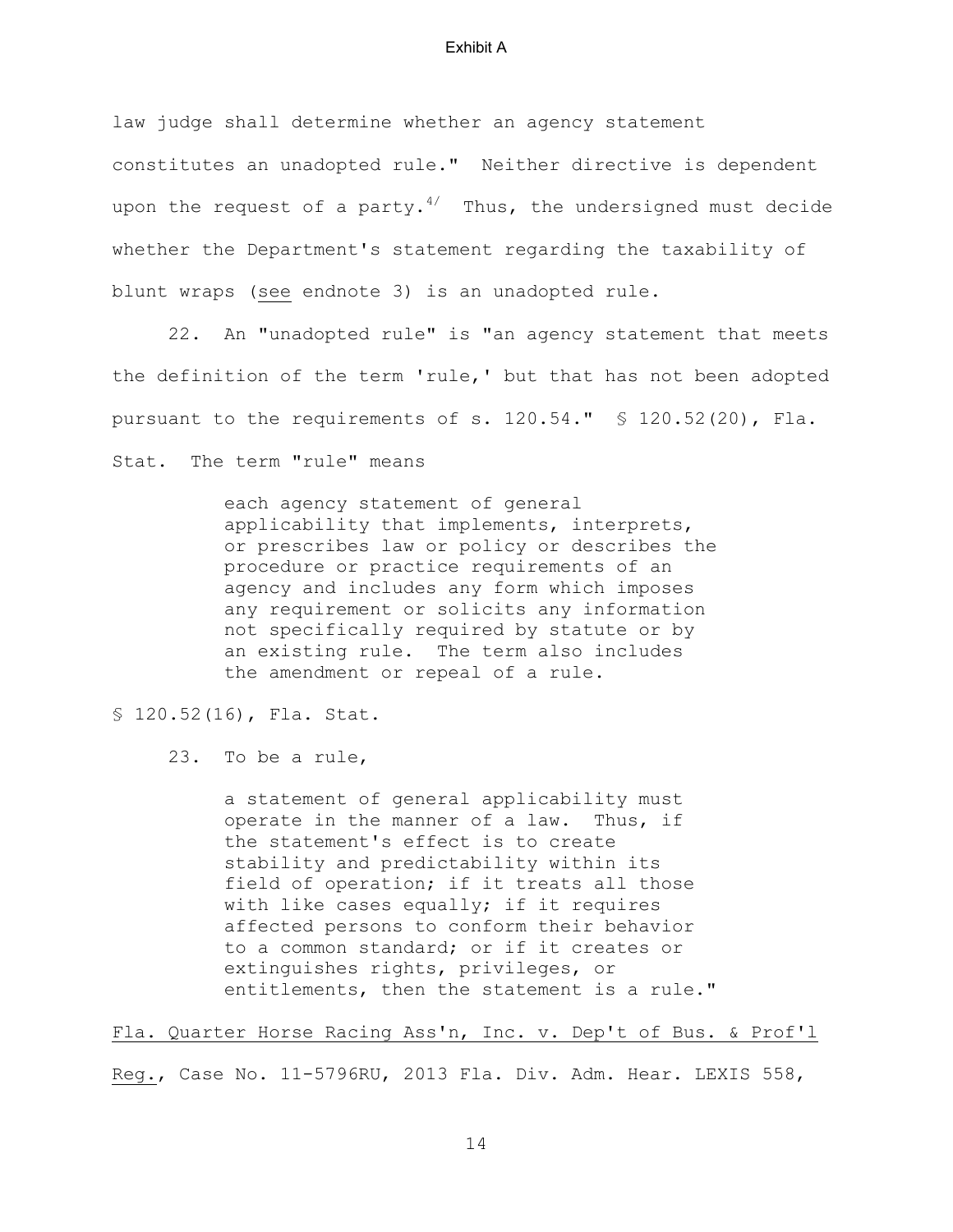law judge shall determine whether an agency statement constitutes an unadopted rule." Neither directive is dependent upon the request of a party.[4/] Thus, the undersigned must decide whether the Department's statement regarding the taxability of blunt wraps (see endnote 3) is an unadopted rule.

22. An "unadopted rule" is "an agency statement that meets the definition of the term 'rule,' but that has not been adopted pursuant to the requirements of s. 120.54." § 120.52(20), Fla. Stat. The term "rule" means

> each agency statement of general applicability that implements, interprets, or prescribes law or policy or describes the procedure or practice requirements of an agency and includes any form which imposes any requirement or solicits any information not specifically required by statute or by an existing rule. The term also includes the amendment or repeal of a rule.

§ 120.52(16), Fla. Stat.

23. To be a rule,

> a statement of general applicability must operate in the manner of a law. Thus, if the statement's effect is to create stability and predictability within its field of operation; if it treats all those with like cases equally; if it requires affected persons to conform their behavior to a common standard; or if it creates or extinguishes rights, privileges, or entitlements, then the statement is a rule."

Fla. Quarter Horse Racing Ass'n, Inc. v. Dep't of Bus. & Prof'l Reg., Case No. 11-5796RU, 2013 Fla. Div. Adm. Hear. LEXIS 558,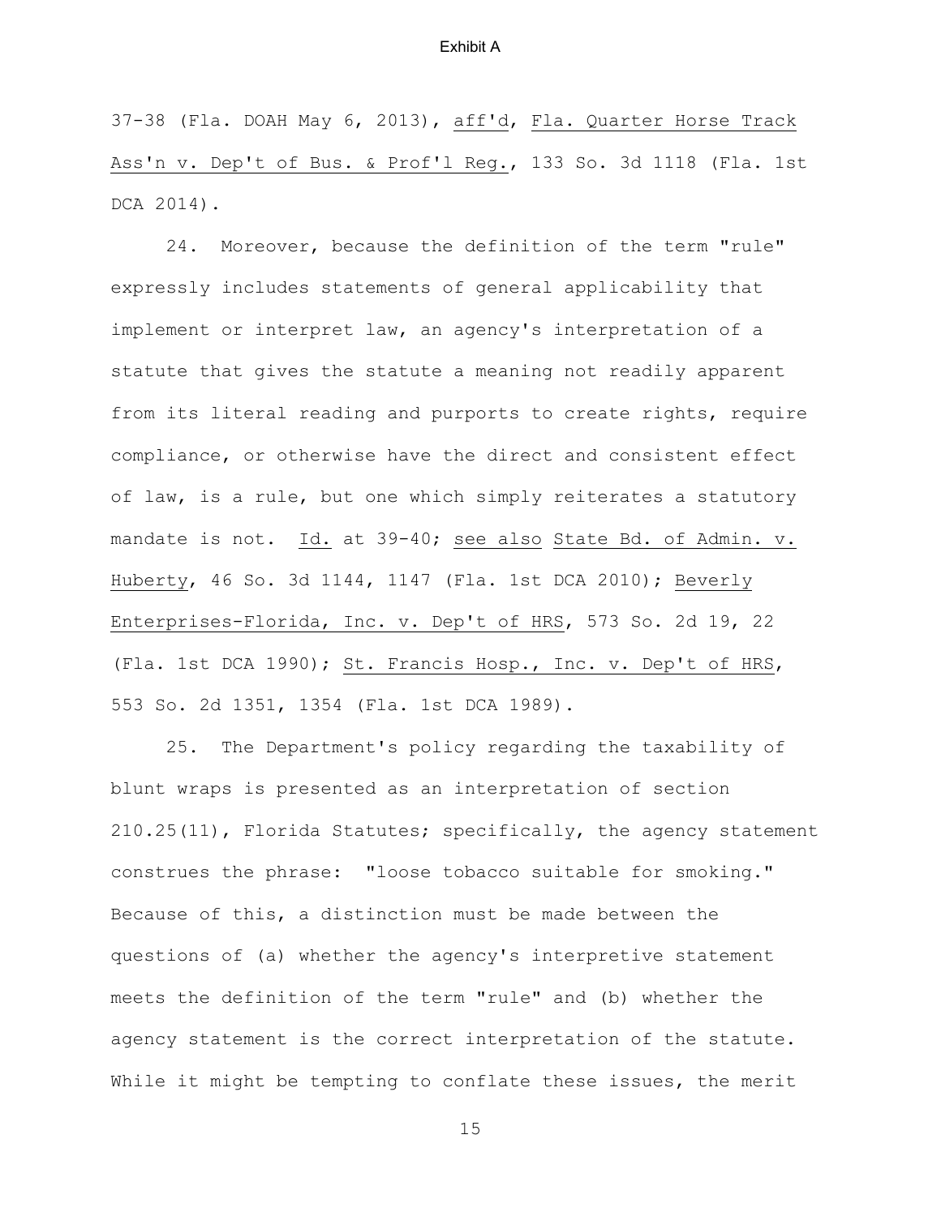37-38 (Fla. DOAH May 6, 2013), aff'd, Fla. Quarter Horse Track Ass'n v. Dep't of Bus. & Prof'l Reg., 133 So. 3d 1118 (Fla. 1st DCA 2014).

24. Moreover, because the definition of the term "rule" expressly includes statements of general applicability that implement or interpret law, an agency's interpretation of a statute that gives the statute a meaning not readily apparent from its literal reading and purports to create rights, require compliance, or otherwise have the direct and consistent effect of law, is a rule, but one which simply reiterates a statutory mandate is not. Id. at 39-40; see also State Bd. of Admin. v. Huberty, 46 So. 3d 1144, 1147 (Fla. 1st DCA 2010); Beverly Enterprises-Florida, Inc. v. Dep't of HRS, 573 So. 2d 19, 22 (Fla. 1st DCA 1990); St. Francis Hosp., Inc. v. Dep't of HRS, 553 So. 2d 1351, 1354 (Fla. 1st DCA 1989).

25. The Department's policy regarding the taxability of blunt wraps is presented as an interpretation of section 210.25(11), Florida Statutes; specifically, the agency statement construes the phrase: "loose tobacco suitable for smoking." Because of this, a distinction must be made between the questions of (a) whether the agency's interpretive statement meets the definition of the term "rule" and (b) whether the agency statement is the correct interpretation of the statute. While it might be tempting to conflate these issues, the merit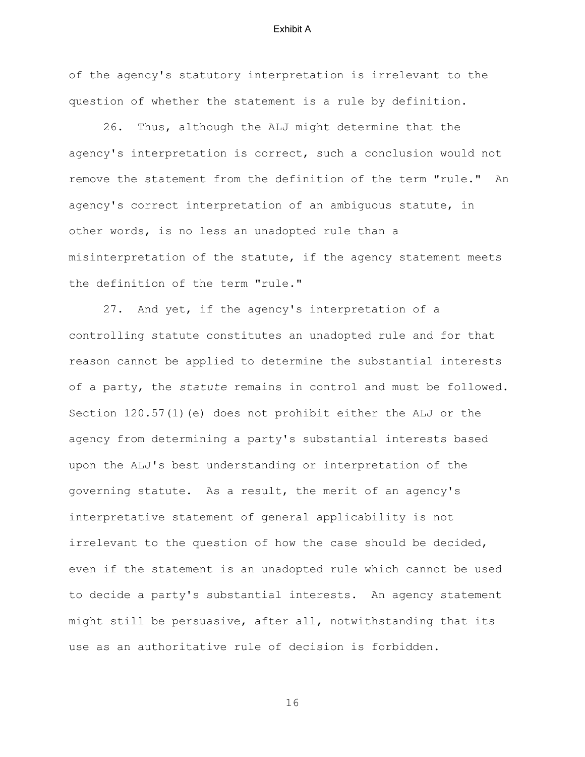of the agency's statutory interpretation is irrelevant to the question of whether the statement is a rule by definition.

26. Thus, although the ALJ might determine that the agency's interpretation is correct, such a conclusion would not remove the statement from the definition of the term "rule." An agency's correct interpretation of an ambiguous statute, in other words, is no less an unadopted rule than a misinterpretation of the statute, if the agency statement meets the definition of the term "rule."

27. And yet, if the agency's interpretation of a controlling statute constitutes an unadopted rule and for that reason cannot be applied to determine the substantial interests of a party, the *statute* remains in control and must be followed. Section 120.57(1)(e) does not prohibit either the ALJ or the agency from determining a party's substantial interests based upon the ALJ's best understanding or interpretation of the governing statute. As a result, the merit of an agency's interpretative statement of general applicability is not irrelevant to the question of how the case should be decided, even if the statement is an unadopted rule which cannot be used to decide a party's substantial interests. An agency statement might still be persuasive, after all, notwithstanding that its use as an authoritative rule of decision is forbidden.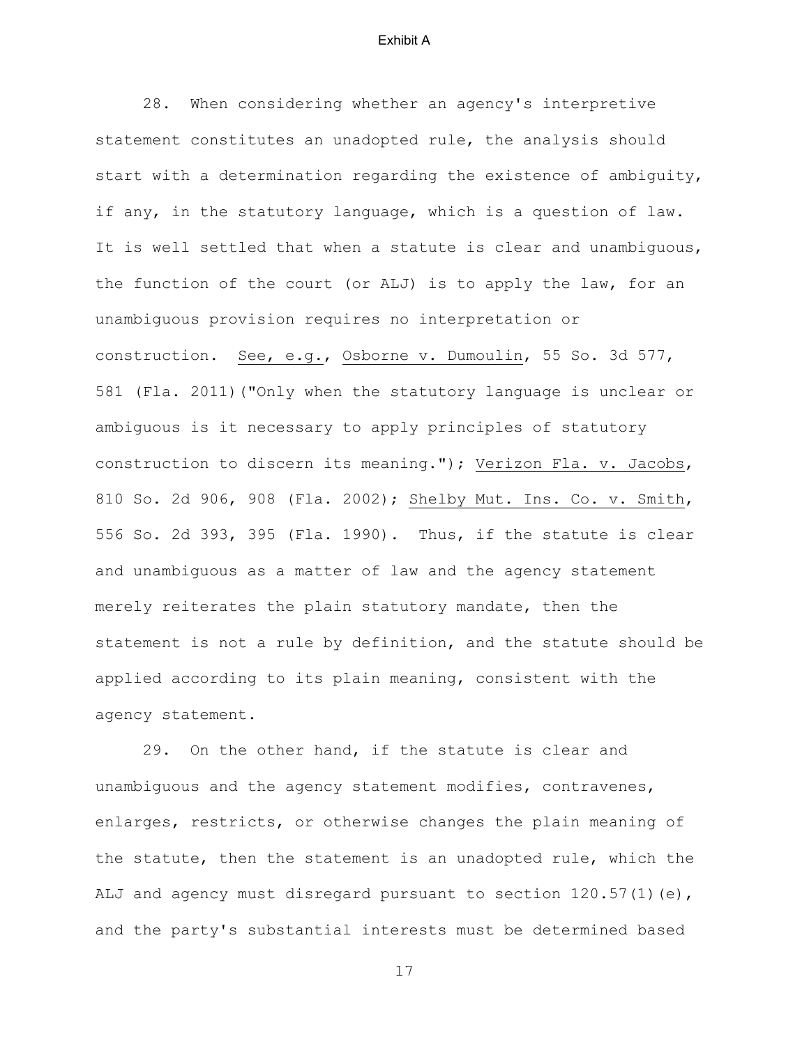28. When considering whether an agency's interpretive statement constitutes an unadopted rule, the analysis should start with a determination regarding the existence of ambiguity, if any, in the statutory language, which is a question of law. It is well settled that when a statute is clear and unambiguous, the function of the court (or ALJ) is to apply the law, for an unambiguous provision requires no interpretation or construction. See, e.g., Osborne v. Dumoulin, 55 So. 3d 577, 581 (Fla. 2011)("Only when the statutory language is unclear or ambiguous is it necessary to apply principles of statutory construction to discern its meaning."); Verizon Fla. v. Jacobs, 810 So. 2d 906, 908 (Fla. 2002); Shelby Mut. Ins. Co. v. Smith, 556 So. 2d 393, 395 (Fla. 1990). Thus, if the statute is clear and unambiguous as a matter of law and the agency statement merely reiterates the plain statutory mandate, then the statement is not a rule by definition, and the statute should be applied according to its plain meaning, consistent with the agency statement.

29. On the other hand, if the statute is clear and unambiguous and the agency statement modifies, contravenes, enlarges, restricts, or otherwise changes the plain meaning of the statute, then the statement is an unadopted rule, which the ALJ and agency must disregard pursuant to section 120.57(1)(e), and the party's substantial interests must be determined based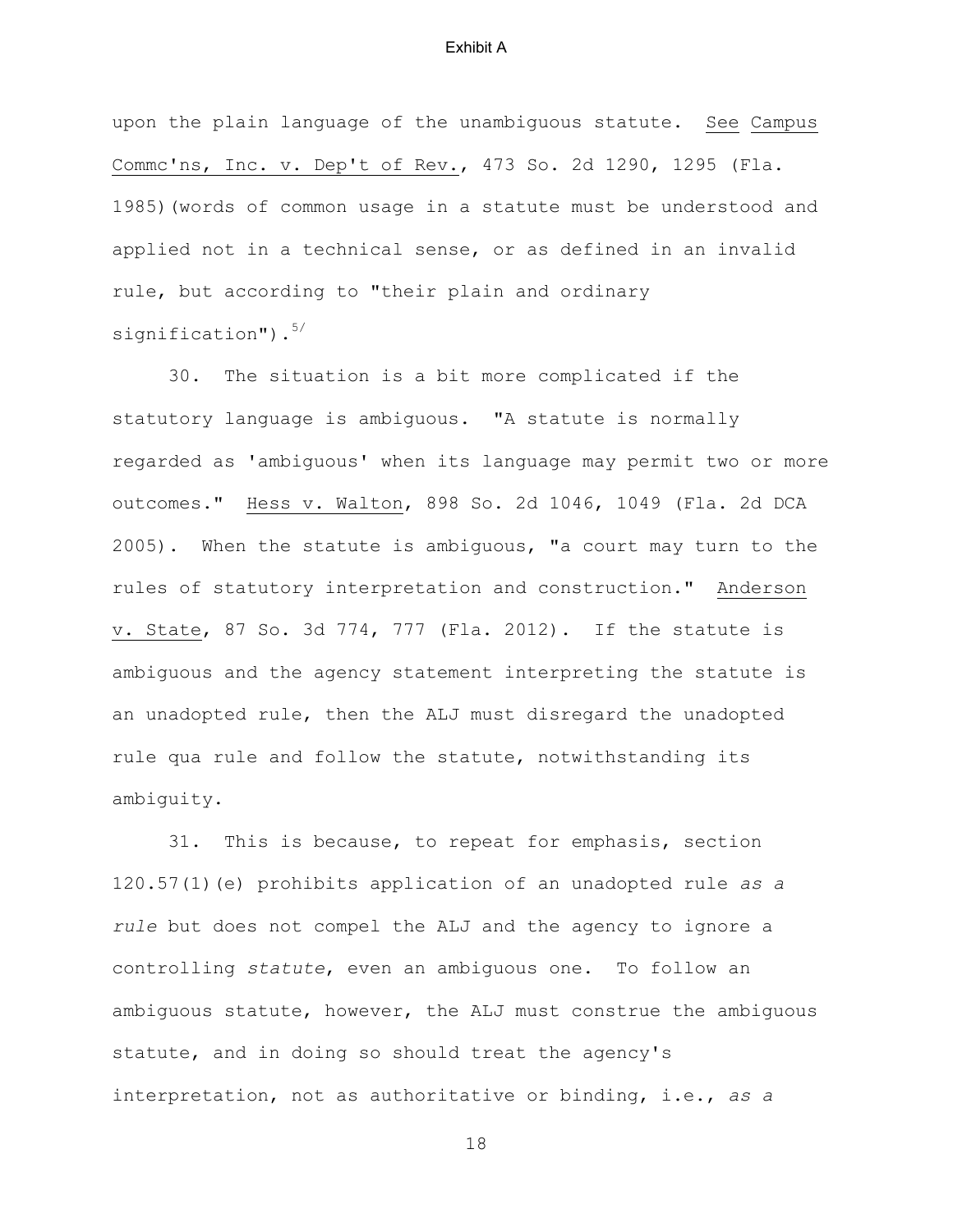upon the plain language of the unambiguous statute. See Campus Commc'ns, Inc. v. Dep't of Rev., 473 So. 2d 1290, 1295 (Fla. 1985)(words of common usage in a statute must be understood and applied not in a technical sense, or as defined in an invalid rule, but according to "their plain and ordinary signification").[5/]

30. The situation is a bit more complicated if the statutory language is ambiguous. "A statute is normally regarded as 'ambiguous' when its language may permit two or more outcomes." Hess v. Walton, 898 So. 2d 1046, 1049 (Fla. 2d DCA 2005). When the statute is ambiguous, "a court may turn to the rules of statutory interpretation and construction." Anderson v. State, 87 So. 3d 774, 777 (Fla. 2012). If the statute is ambiguous and the agency statement interpreting the statute is an unadopted rule, then the ALJ must disregard the unadopted rule qua rule and follow the statute, notwithstanding its ambiguity.

31. This is because, to repeat for emphasis, section 120.57(1)(e) prohibits application of an unadopted rule *as a rule* but does not compel the ALJ and the agency to ignore a controlling *statute*, even an ambiguous one. To follow an ambiguous statute, however, the ALJ must construe the ambiguous statute, and in doing so should treat the agency's interpretation, not as authoritative or binding, i.e., *as a*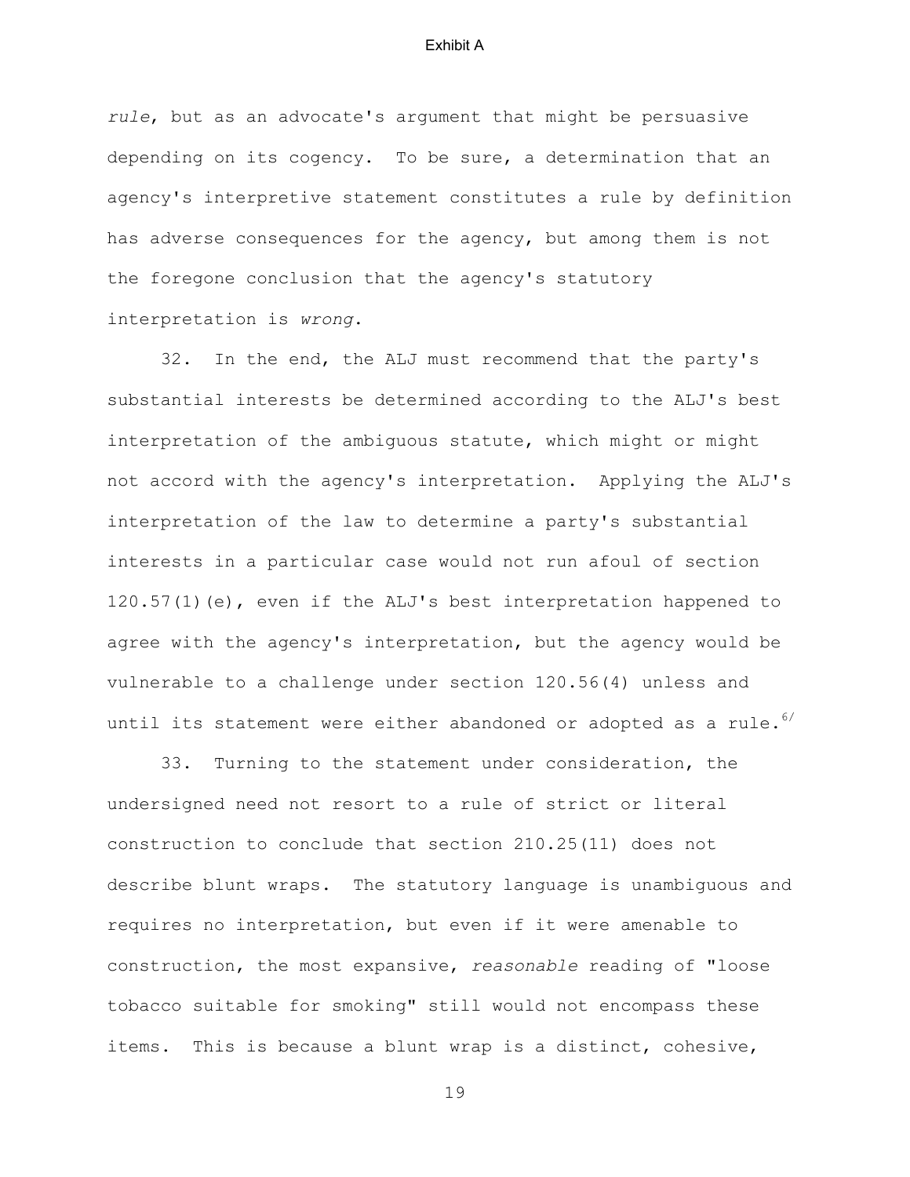*rule*, but as an advocate's argument that might be persuasive depending on its cogency. To be sure, a determination that an agency's interpretive statement constitutes a rule by definition has adverse consequences for the agency, but among them is not the foregone conclusion that the agency's statutory interpretation is *wrong*.

32. In the end, the ALJ must recommend that the party's substantial interests be determined according to the ALJ's best interpretation of the ambiguous statute, which might or might not accord with the agency's interpretation. Applying the ALJ's interpretation of the law to determine a party's substantial interests in a particular case would not run afoul of section 120.57(1)(e), even if the ALJ's best interpretation happened to agree with the agency's interpretation, but the agency would be vulnerable to a challenge under section 120.56(4) unless and until its statement were either abandoned or adopted as a rule.[6/]

33. Turning to the statement under consideration, the undersigned need not resort to a rule of strict or literal construction to conclude that section 210.25(11) does not describe blunt wraps. The statutory language is unambiguous and requires no interpretation, but even if it were amenable to construction, the most expansive, *reasonable* reading of "loose tobacco suitable for smoking" still would not encompass these items. This is because a blunt wrap is a distinct, cohesive,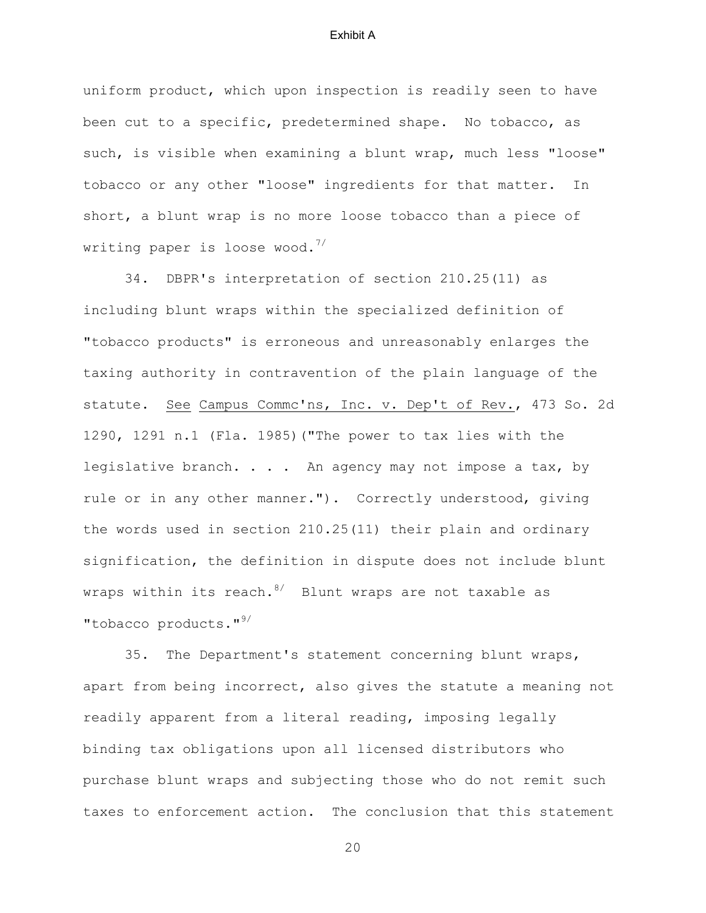uniform product, which upon inspection is readily seen to have been cut to a specific, predetermined shape. No tobacco, as such, is visible when examining a blunt wrap, much less "loose" tobacco or any other "loose" ingredients for that matter. In short, a blunt wrap is no more loose tobacco than a piece of writing paper is loose wood.[7/]

34. DBPR's interpretation of section 210.25(11) as including blunt wraps within the specialized definition of "tobacco products" is erroneous and unreasonably enlarges the taxing authority in contravention of the plain language of the statute. See Campus Commc'ns, Inc. v. Dep't of Rev., 473 So. 2d 1290, 1291 n.1 (Fla. 1985)("The power to tax lies with the legislative branch. . . . An agency may not impose a tax, by rule or in any other manner."). Correctly understood, giving the words used in section 210.25(11) their plain and ordinary signification, the definition in dispute does not include blunt wraps within its reach.[8/] Blunt wraps are not taxable as "tobacco products."[9/]

35. The Department's statement concerning blunt wraps, apart from being incorrect, also gives the statute a meaning not readily apparent from a literal reading, imposing legally binding tax obligations upon all licensed distributors who purchase blunt wraps and subjecting those who do not remit such taxes to enforcement action. The conclusion that this statement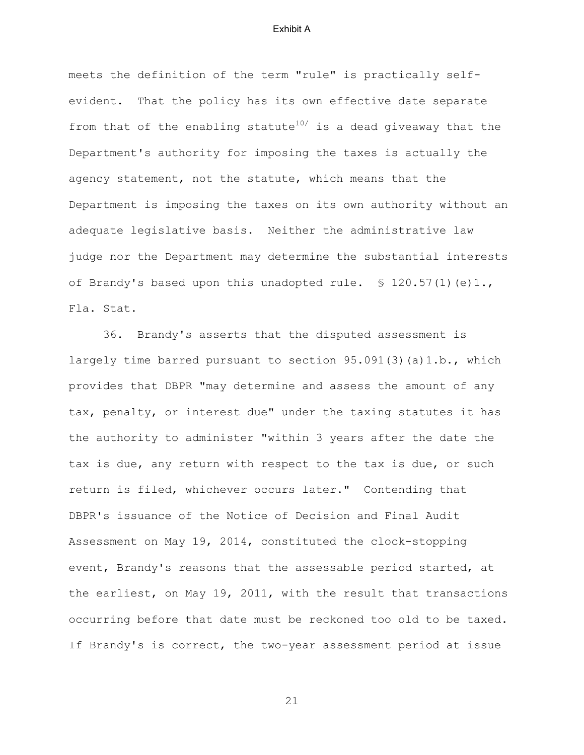meets the definition of the term "rule" is practically self-evident. That the policy has its own effective date separate from that of the enabling statute[10/] is a dead giveaway that the Department's authority for imposing the taxes is actually the agency statement, not the statute, which means that the Department is imposing the taxes on its own authority without an adequate legislative basis. Neither the administrative law judge nor the Department may determine the substantial interests of Brandy's based upon this unadopted rule. § 120.57(1)(e)1., Fla. Stat.

36. Brandy's asserts that the disputed assessment is largely time barred pursuant to section 95.091(3)(a)1.b., which provides that DBPR "may determine and assess the amount of any tax, penalty, or interest due" under the taxing statutes it has the authority to administer "within 3 years after the date the tax is due, any return with respect to the tax is due, or such return is filed, whichever occurs later." Contending that DBPR's issuance of the Notice of Decision and Final Audit Assessment on May 19, 2014, constituted the clock-stopping event, Brandy's reasons that the assessable period started, at the earliest, on May 19, 2011, with the result that transactions occurring before that date must be reckoned too old to be taxed. If Brandy's is correct, the two-year assessment period at issue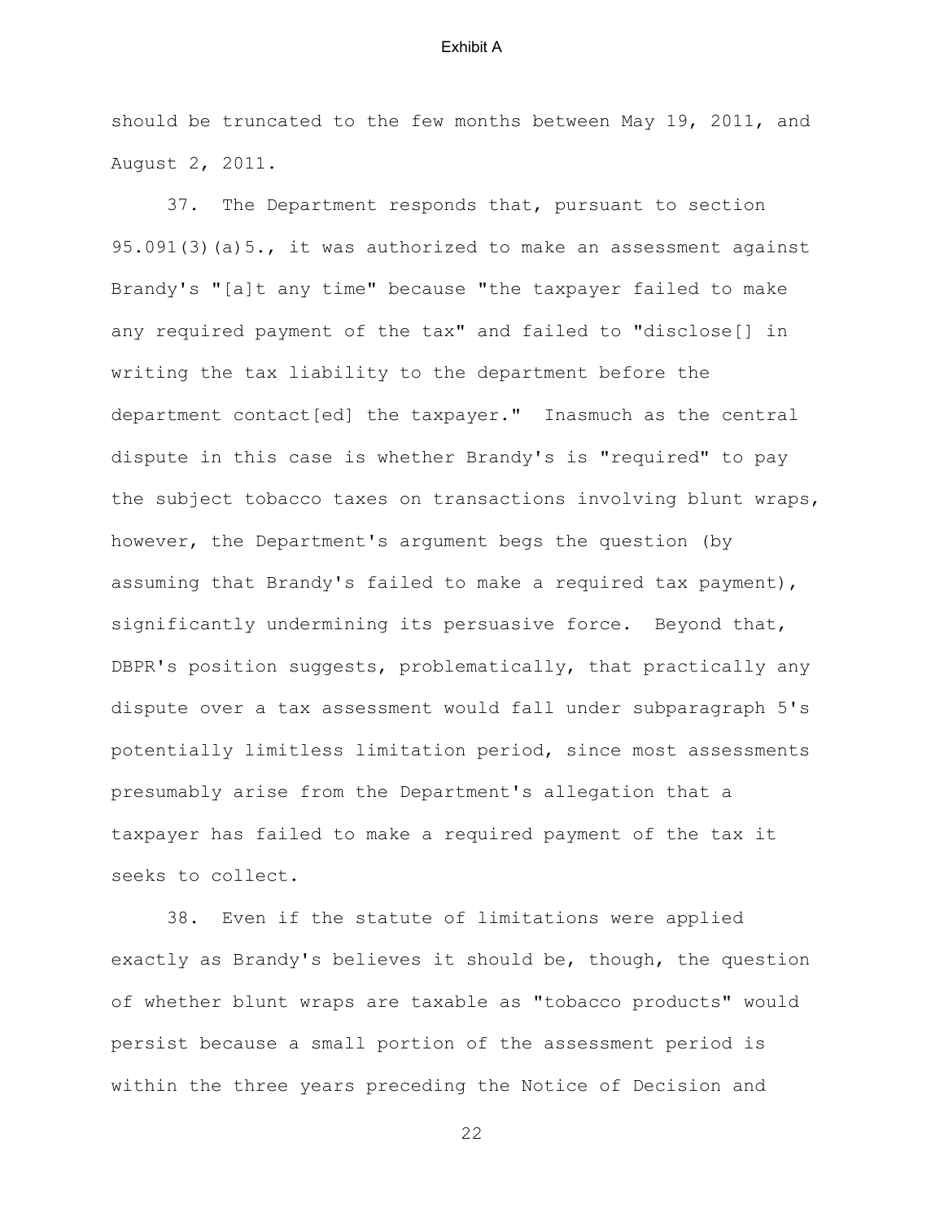should be truncated to the few months between May 19, 2011, and August 2, 2011.

37. The Department responds that, pursuant to section 95.091(3)(a)5., it was authorized to make an assessment against Brandy's "[a]t any time" because "the taxpayer failed to make any required payment of the tax" and failed to "disclose[] in writing the tax liability to the department before the department contact[ed] the taxpayer." Inasmuch as the central dispute in this case is whether Brandy's is "required" to pay the subject tobacco taxes on transactions involving blunt wraps, however, the Department's argument begs the question (by assuming that Brandy's failed to make a required tax payment), significantly undermining its persuasive force. Beyond that, DBPR's position suggests, problematically, that practically any dispute over a tax assessment would fall under subparagraph 5's potentially limitless limitation period, since most assessments presumably arise from the Department's allegation that a taxpayer has failed to make a required payment of the tax it seeks to collect.

38. Even if the statute of limitations were applied exactly as Brandy's believes it should be, though, the question of whether blunt wraps are taxable as "tobacco products" would persist because a small portion of the assessment period is within the three years preceding the Notice of Decision and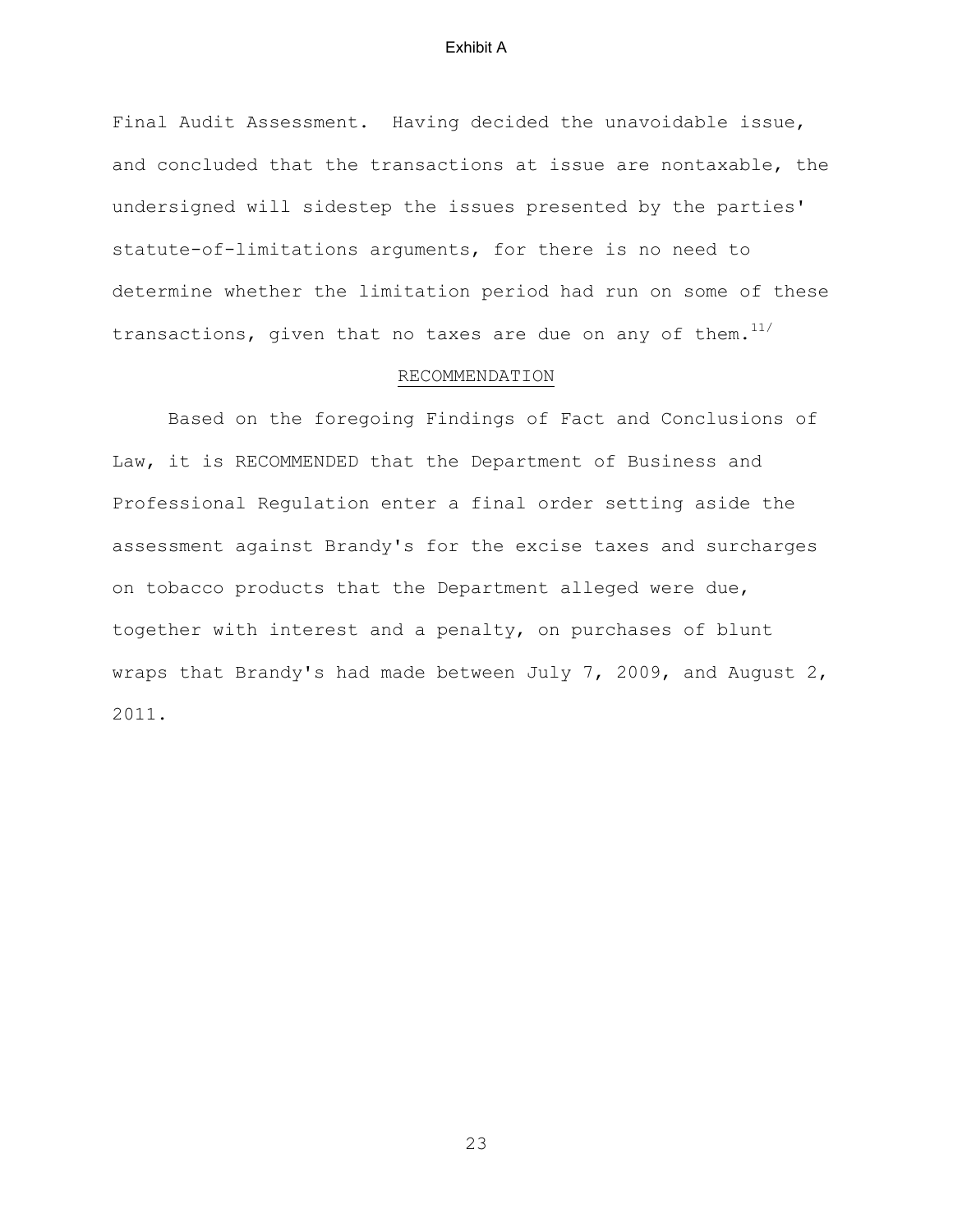Final Audit Assessment. Having decided the unavoidable issue, and concluded that the transactions at issue are nontaxable, the undersigned will sidestep the issues presented by the parties' statute-of-limitations arguments, for there is no need to determine whether the limitation period had run on some of these transactions, given that no taxes are due on any of them.[11/]

## RECOMMENDATION

Based on the foregoing Findings of Fact and Conclusions of Law, it is RECOMMENDED that the Department of Business and Professional Regulation enter a final order setting aside the assessment against Brandy's for the excise taxes and surcharges on tobacco products that the Department alleged were due, together with interest and a penalty, on purchases of blunt wraps that Brandy's had made between July 7, 2009, and August 2, 2011.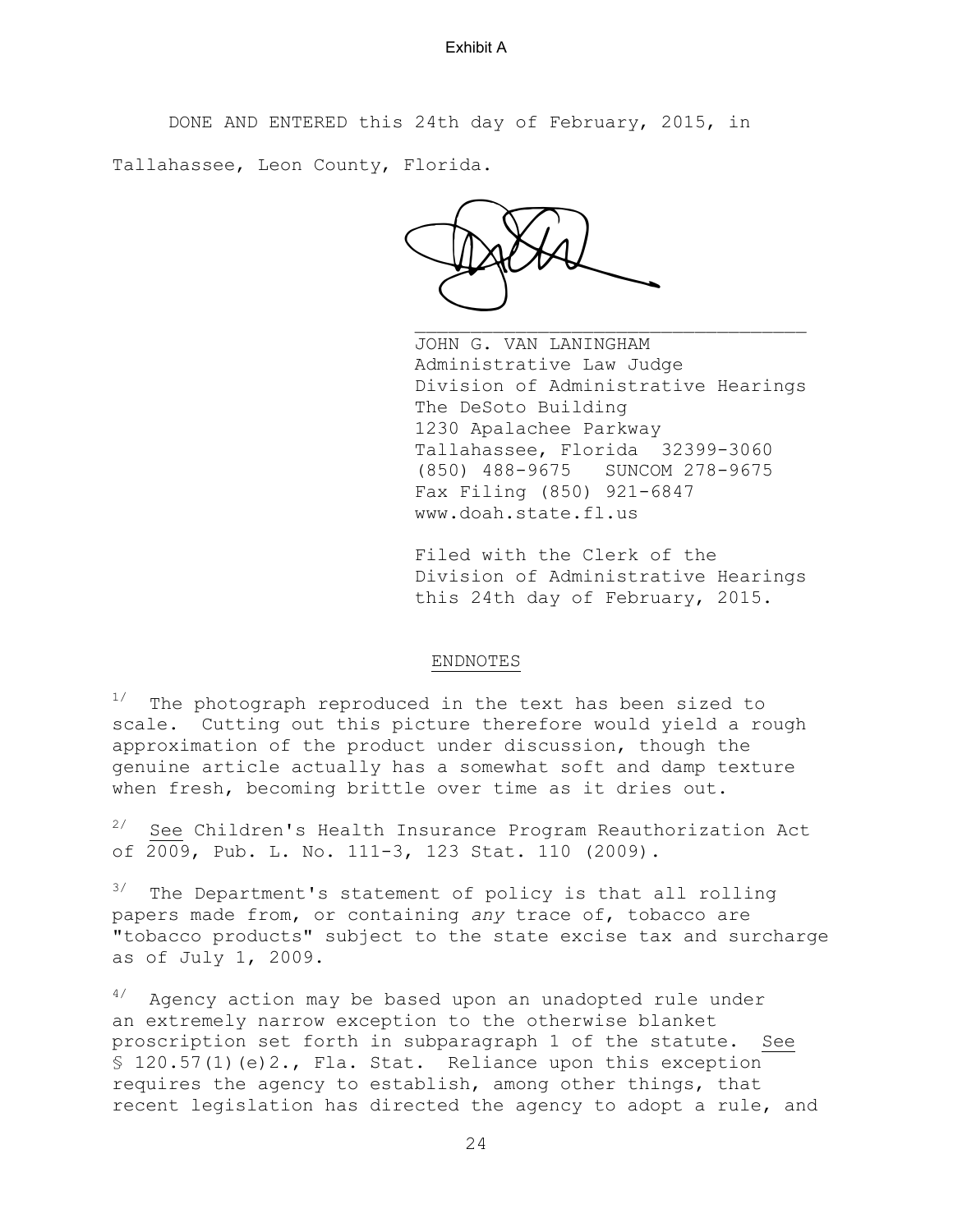Exhibit A

DONE AND ENTERED this 24th day of February, 2015, in Tallahassee, Leon County, Florida.

JOHN G. VAN LANINGHAM
Administrative Law Judge
Division of Administrative Hearings
The DeSoto Building
1230 Apalachee Parkway
Tallahassee, Florida 32399-3060
(850) 488-9675 SUNCOM 278-9675
Fax Filing (850) 921-6847
www.doah.state.fl.us

Filed with the Clerk of the
Division of Administrative Hearings
this 24th day of February, 2015.

## ENDNOTES

1/ The photograph reproduced in the text has been sized to scale. Cutting out this picture therefore would yield a rough approximation of the product under discussion, though the genuine article actually has a somewhat soft and damp texture when fresh, becoming brittle over time as it dries out.

2/ See Children's Health Insurance Program Reauthorization Act of 2009, Pub. L. No. 111-3, 123 Stat. 110 (2009).

3/ The Department's statement of policy is that all rolling papers made from, or containing *any* trace of, tobacco are "tobacco products" subject to the state excise tax and surcharge as of July 1, 2009.

4/ Agency action may be based upon an unadopted rule under an extremely narrow exception to the otherwise blanket proscription set forth in subparagraph 1 of the statute. See § 120.57(1)(e)2., Fla. Stat. Reliance upon this exception requires the agency to establish, among other things, that recent legislation has directed the agency to adopt a rule, and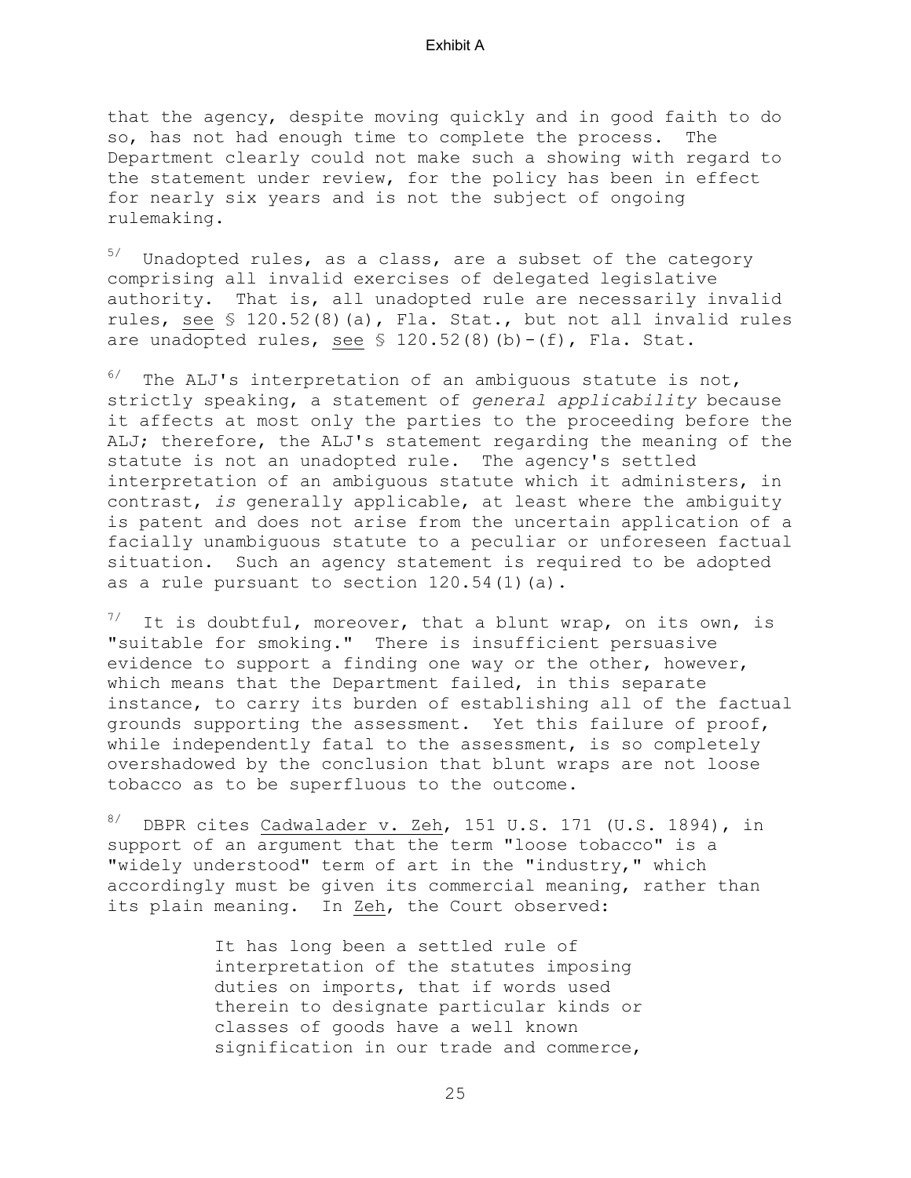that the agency, despite moving quickly and in good faith to do so, has not had enough time to complete the process. The Department clearly could not make such a showing with regard to the statement under review, for the policy has been in effect for nearly six years and is not the subject of ongoing rulemaking.

[5/] Unadopted rules, as a class, are a subset of the category comprising all invalid exercises of delegated legislative authority. That is, all unadopted rule are necessarily invalid rules, see § 120.52(8)(a), Fla. Stat., but not all invalid rules are unadopted rules, see § 120.52(8)(b)-(f), Fla. Stat.

[6/] The ALJ's interpretation of an ambiguous statute is not, strictly speaking, a statement of *general applicability* because it affects at most only the parties to the proceeding before the ALJ; therefore, the ALJ's statement regarding the meaning of the statute is not an unadopted rule. The agency's settled interpretation of an ambiguous statute which it administers, in contrast, *is* generally applicable, at least where the ambiguity is patent and does not arise from the uncertain application of a facially unambiguous statute to a peculiar or unforeseen factual situation. Such an agency statement is required to be adopted as a rule pursuant to section 120.54(1)(a).

[7/] It is doubtful, moreover, that a blunt wrap, on its own, is "suitable for smoking." There is insufficient persuasive evidence to support a finding one way or the other, however, which means that the Department failed, in this separate instance, to carry its burden of establishing all of the factual grounds supporting the assessment. Yet this failure of proof, while independently fatal to the assessment, is so completely overshadowed by the conclusion that blunt wraps are not loose tobacco as to be superfluous to the outcome.

[8/] DBPR cites Cadwalader v. Zeh, 151 U.S. 171 (U.S. 1894), in support of an argument that the term "loose tobacco" is a "widely understood" term of art in the "industry," which accordingly must be given its commercial meaning, rather than its plain meaning. In Zeh, the Court observed:

> It has long been a settled rule of interpretation of the statutes imposing duties on imports, that if words used therein to designate particular kinds or classes of goods have a well known signification in our trade and commerce,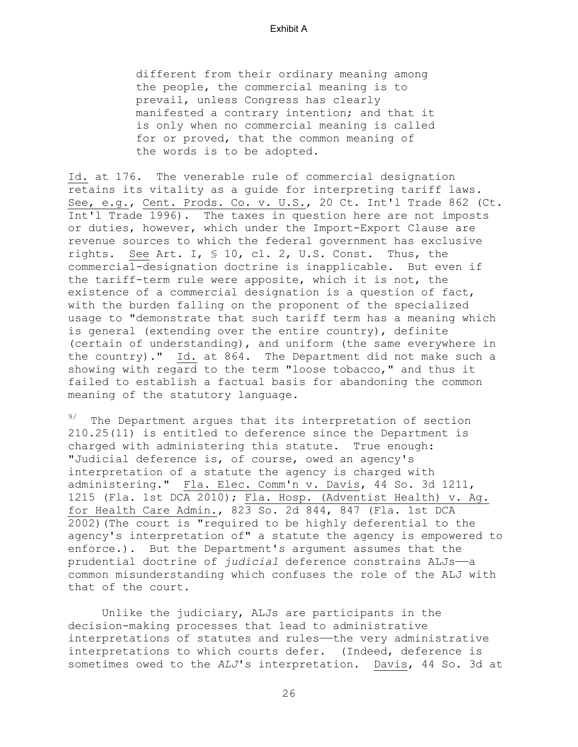> different from their ordinary meaning among the people, the commercial meaning is to prevail, unless Congress has clearly manifested a contrary intention; and that it is only when no commercial meaning is called for or proved, that the common meaning of the words is to be adopted.

Id. at 176. The venerable rule of commercial designation retains its vitality as a guide for interpreting tariff laws. See, e.g., Cent. Prods. Co. v. U.S., 20 Ct. Int'l Trade 862 (Ct. Int'l Trade 1996). The taxes in question here are not imposts or duties, however, which under the Import-Export Clause are revenue sources to which the federal government has exclusive rights. See Art. I, § 10, cl. 2, U.S. Const. Thus, the commercial-designation doctrine is inapplicable. But even if the tariff-term rule were apposite, which it is not, the existence of a commercial designation is a question of fact, with the burden falling on the proponent of the specialized usage to "demonstrate that such tariff term has a meaning which is general (extending over the entire country), definite (certain of understanding), and uniform (the same everywhere in the country)." Id. at 864. The Department did not make such a showing with regard to the term "loose tobacco," and thus it failed to establish a factual basis for abandoning the common meaning of the statutory language.

[9/] The Department argues that its interpretation of section 210.25(11) is entitled to deference since the Department is charged with administering this statute. True enough: "Judicial deference is, of course, owed an agency's interpretation of a statute the agency is charged with administering." Fla. Elec. Comm'n v. Davis, 44 So. 3d 1211, 1215 (Fla. 1st DCA 2010); Fla. Hosp. (Adventist Health) v. Ag. for Health Care Admin., 823 So. 2d 844, 847 (Fla. 1st DCA 2002)(The court is "required to be highly deferential to the agency's interpretation of" a statute the agency is empowered to enforce.). But the Department's argument assumes that the prudential doctrine of *judicial* deference constrains ALJs——a common misunderstanding which confuses the role of the ALJ with that of the court.

Unlike the judiciary, ALJs are participants in the decision-making processes that lead to administrative interpretations of statutes and rules——the very administrative interpretations to which courts defer. (Indeed, deference is sometimes owed to the *ALJ*'s interpretation. Davis, 44 So. 3d at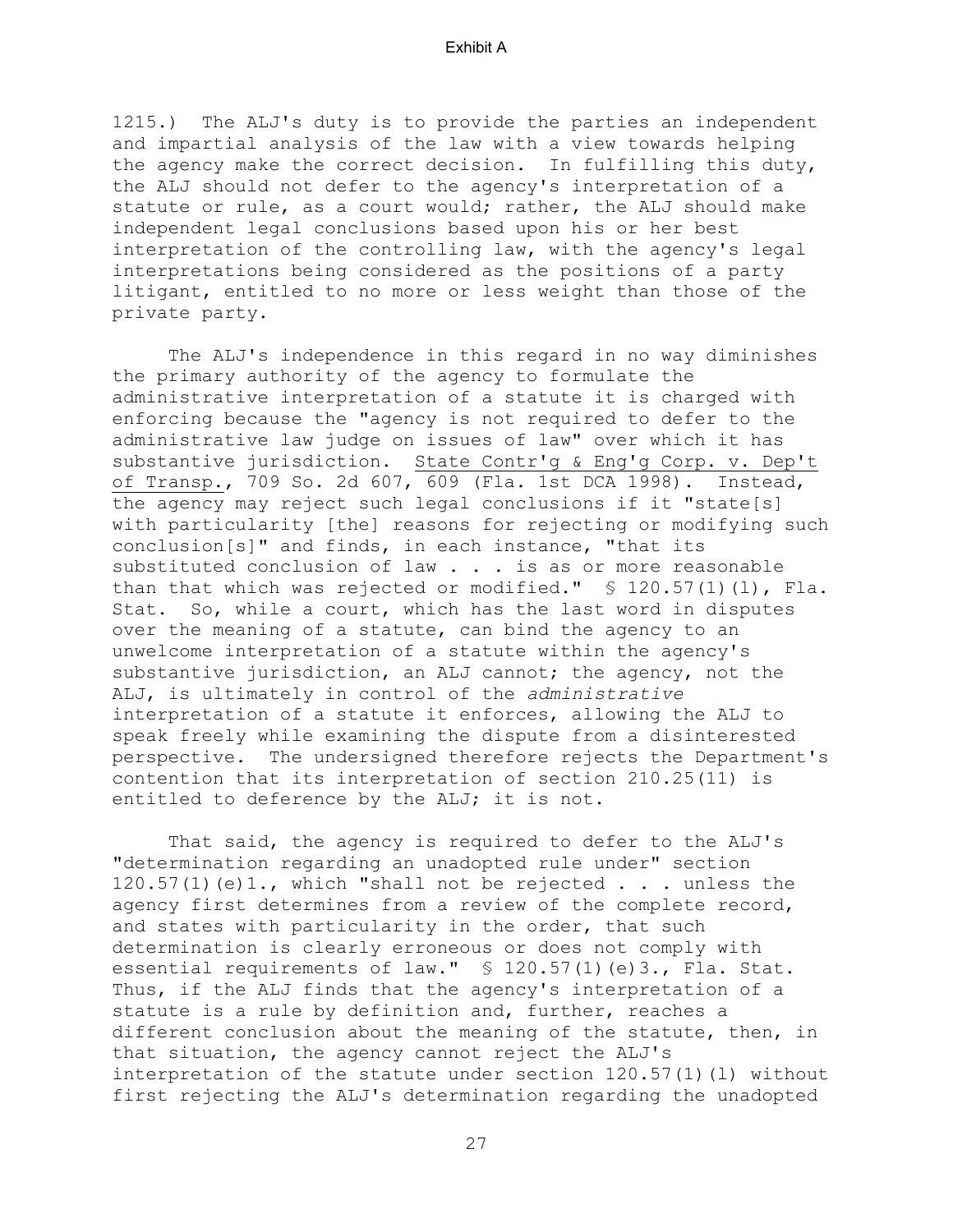1215.) The ALJ's duty is to provide the parties an independent and impartial analysis of the law with a view towards helping the agency make the correct decision. In fulfilling this duty, the ALJ should not defer to the agency's interpretation of a statute or rule, as a court would; rather, the ALJ should make independent legal conclusions based upon his or her best interpretation of the controlling law, with the agency's legal interpretations being considered as the positions of a party litigant, entitled to no more or less weight than those of the private party.

The ALJ's independence in this regard in no way diminishes the primary authority of the agency to formulate the administrative interpretation of a statute it is charged with enforcing because the "agency is not required to defer to the administrative law judge on issues of law" over which it has substantive jurisdiction. State Contr'g & Eng'g Corp. v. Dep't of Transp., 709 So. 2d 607, 609 (Fla. 1st DCA 1998). Instead, the agency may reject such legal conclusions if it "state[s] with particularity [the] reasons for rejecting or modifying such conclusion[s]" and finds, in each instance, "that its substituted conclusion of law . . . is as or more reasonable than that which was rejected or modified." § 120.57(1)(l), Fla. Stat. So, while a court, which has the last word in disputes over the meaning of a statute, can bind the agency to an unwelcome interpretation of a statute within the agency's substantive jurisdiction, an ALJ cannot; the agency, not the ALJ, is ultimately in control of the *administrative* interpretation of a statute it enforces, allowing the ALJ to speak freely while examining the dispute from a disinterested perspective. The undersigned therefore rejects the Department's contention that its interpretation of section 210.25(11) is entitled to deference by the ALJ; it is not.

That said, the agency is required to defer to the ALJ's "determination regarding an unadopted rule under" section 120.57(1)(e)1., which "shall not be rejected . . . unless the agency first determines from a review of the complete record, and states with particularity in the order, that such determination is clearly erroneous or does not comply with essential requirements of law." § 120.57(1)(e)3., Fla. Stat. Thus, if the ALJ finds that the agency's interpretation of a statute is a rule by definition and, further, reaches a different conclusion about the meaning of the statute, then, in that situation, the agency cannot reject the ALJ's interpretation of the statute under section 120.57(1)(l) without first rejecting the ALJ's determination regarding the unadopted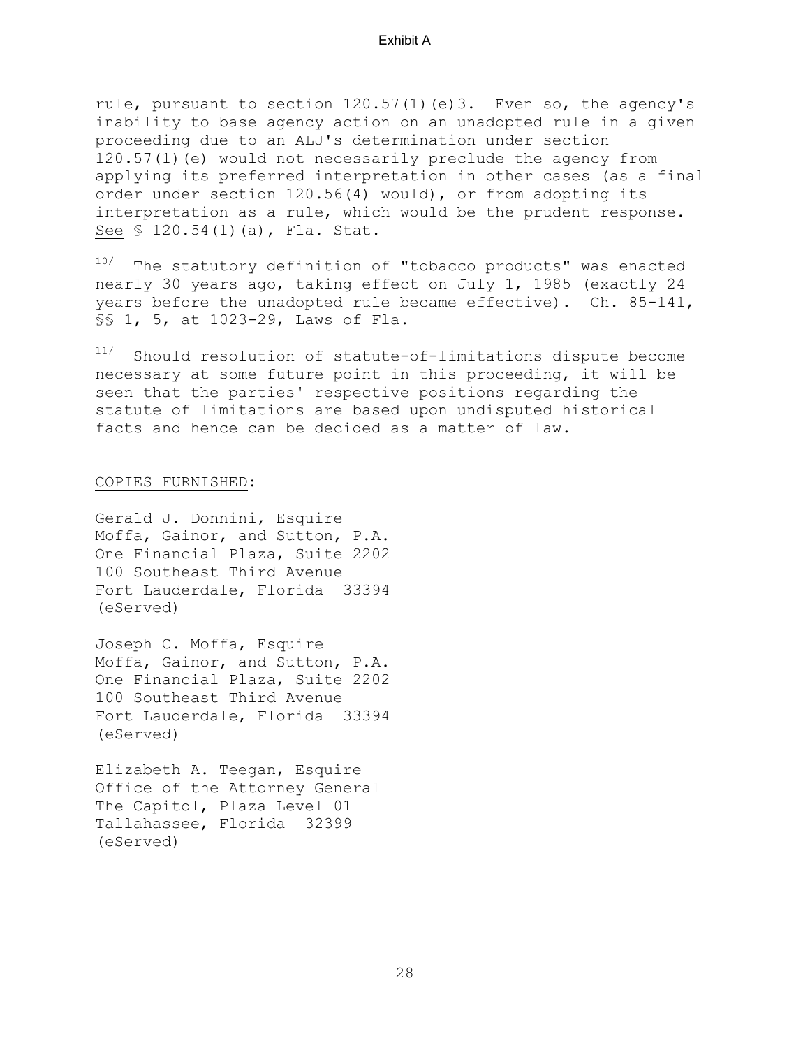rule, pursuant to section 120.57(1)(e)3. Even so, the agency's inability to base agency action on an unadopted rule in a given proceeding due to an ALJ's determination under section 120.57(1)(e) would not necessarily preclude the agency from applying its preferred interpretation in other cases (as a final order under section 120.56(4) would), or from adopting its interpretation as a rule, which would be the prudent response. See § 120.54(1)(a), Fla. Stat.

[10/] The statutory definition of "tobacco products" was enacted nearly 30 years ago, taking effect on July 1, 1985 (exactly 24 years before the unadopted rule became effective). Ch. 85-141, §§ 1, 5, at 1023-29, Laws of Fla.

[11/] Should resolution of statute-of-limitations dispute become necessary at some future point in this proceeding, it will be seen that the parties' respective positions regarding the statute of limitations are based upon undisputed historical facts and hence can be decided as a matter of law.

COPIES FURNISHED:

Gerald J. Donnini, Esquire
Moffa, Gainor, and Sutton, P.A.
One Financial Plaza, Suite 2202
100 Southeast Third Avenue
Fort Lauderdale, Florida 33394
(eServed)

Joseph C. Moffa, Esquire
Moffa, Gainor, and Sutton, P.A.
One Financial Plaza, Suite 2202
100 Southeast Third Avenue
Fort Lauderdale, Florida 33394
(eServed)

Elizabeth A. Teegan, Esquire
Office of the Attorney General
The Capitol, Plaza Level 01
Tallahassee, Florida 32399
(eServed)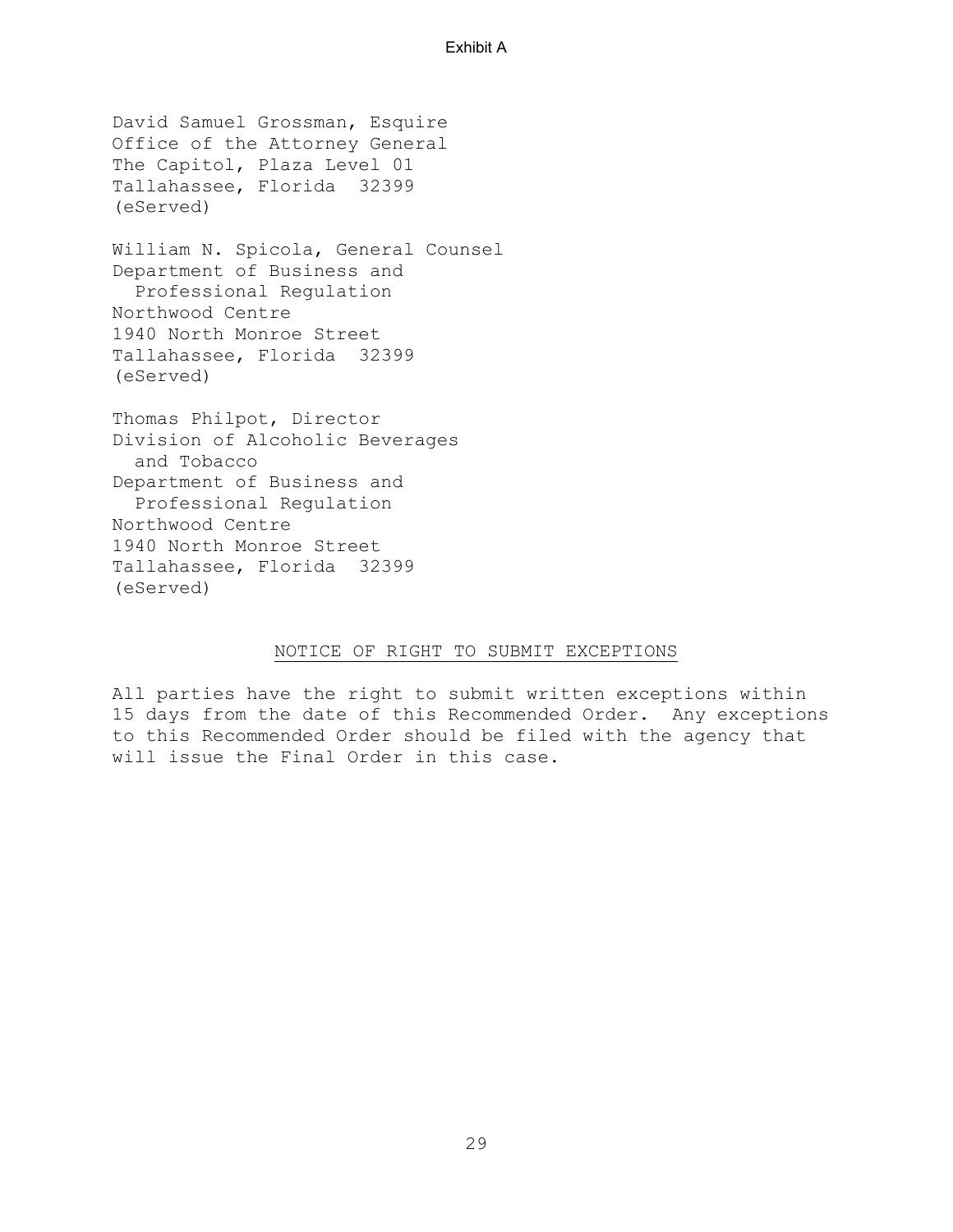Exhibit A

David Samuel Grossman, Esquire
Office of the Attorney General
The Capitol, Plaza Level 01
Tallahassee, Florida 32399
(eServed)

William N. Spicola, General Counsel
Department of Business and
Professional Regulation
Northwood Centre
1940 North Monroe Street
Tallahassee, Florida 32399
(eServed)

Thomas Philpot, Director
Division of Alcoholic Beverages
and Tobacco
Department of Business and
Professional Regulation
Northwood Centre
1940 North Monroe Street
Tallahassee, Florida 32399
(eServed)

## NOTICE OF RIGHT TO SUBMIT EXCEPTIONS

All parties have the right to submit written exceptions within 15 days from the date of this Recommended Order. Any exceptions to this Recommended Order should be filed with the agency that will issue the Final Order in this case.